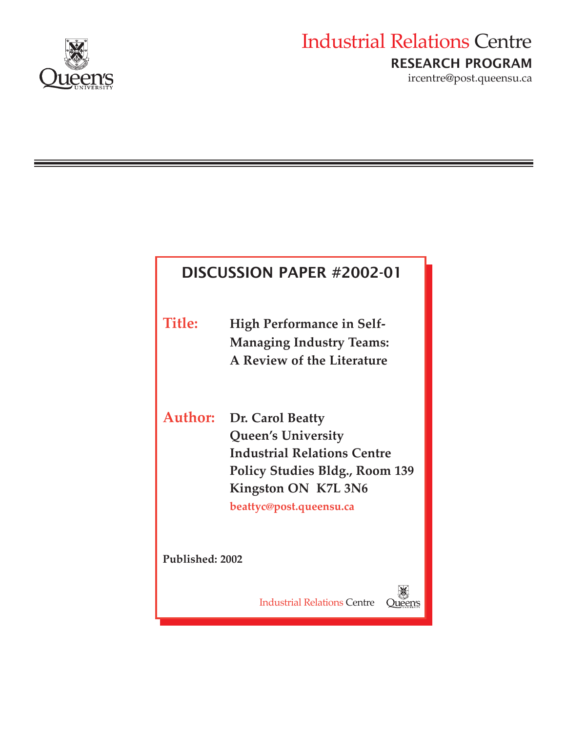Industrial Relations Centre

**RESEARCH PROGRAM**

ircentre@post.queensu.ca

# DISCUSSION PAPER #2002-01

**Title:** **High Performance in Self-Managing Industry Teams: A Review of the Literature**

**Author:** **Dr. Carol Beatty**
**Queen's University**
**Industrial Relations Centre**
**Policy Studies Bldg., Room 139**
**Kingston ON K7L 3N6**
**beattyc@post.queensu.ca**

**Published: 2002**

Industrial Relations Centre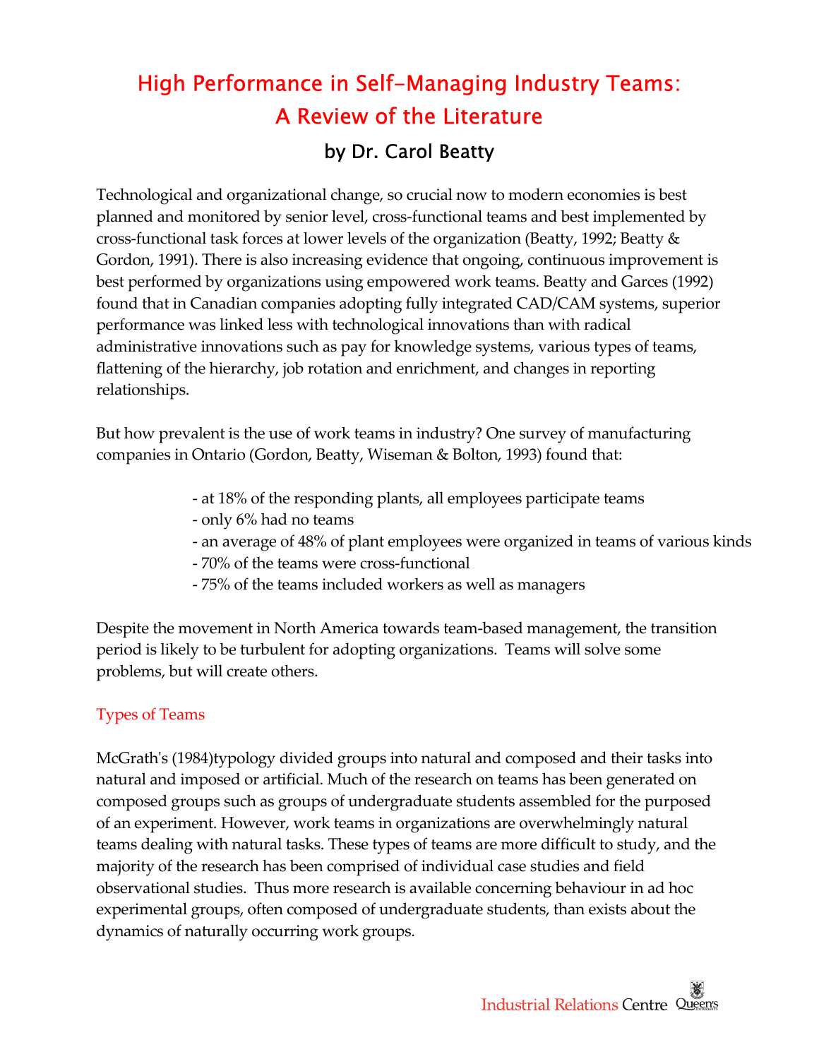# High Performance in Self-Managing Industry Teams: A Review of the Literature

## by Dr. Carol Beatty

Technological and organizational change, so crucial now to modern economies is best planned and monitored by senior level, cross-functional teams and best implemented by cross-functional task forces at lower levels of the organization (Beatty, 1992; Beatty & Gordon, 1991). There is also increasing evidence that ongoing, continuous improvement is best performed by organizations using empowered work teams. Beatty and Garces (1992) found that in Canadian companies adopting fully integrated CAD/CAM systems, superior performance was linked less with technological innovations than with radical administrative innovations such as pay for knowledge systems, various types of teams, flattening of the hierarchy, job rotation and enrichment, and changes in reporting relationships.

But how prevalent is the use of work teams in industry? One survey of manufacturing companies in Ontario (Gordon, Beatty, Wiseman & Bolton, 1993) found that:

- at 18% of the responding plants, all employees participate teams
- only 6% had no teams
- an average of 48% of plant employees were organized in teams of various kinds
- 70% of the teams were cross-functional
- 75% of the teams included workers as well as managers

Despite the movement in North America towards team-based management, the transition period is likely to be turbulent for adopting organizations. Teams will solve some problems, but will create others.

### Types of Teams

McGrath's (1984)typology divided groups into natural and composed and their tasks into natural and imposed or artificial. Much of the research on teams has been generated on composed groups such as groups of undergraduate students assembled for the purposed of an experiment. However, work teams in organizations are overwhelmingly natural teams dealing with natural tasks. These types of teams are more difficult to study, and the majority of the research has been comprised of individual case studies and field observational studies. Thus more research is available concerning behaviour in ad hoc experimental groups, often composed of undergraduate students, than exists about the dynamics of naturally occurring work groups.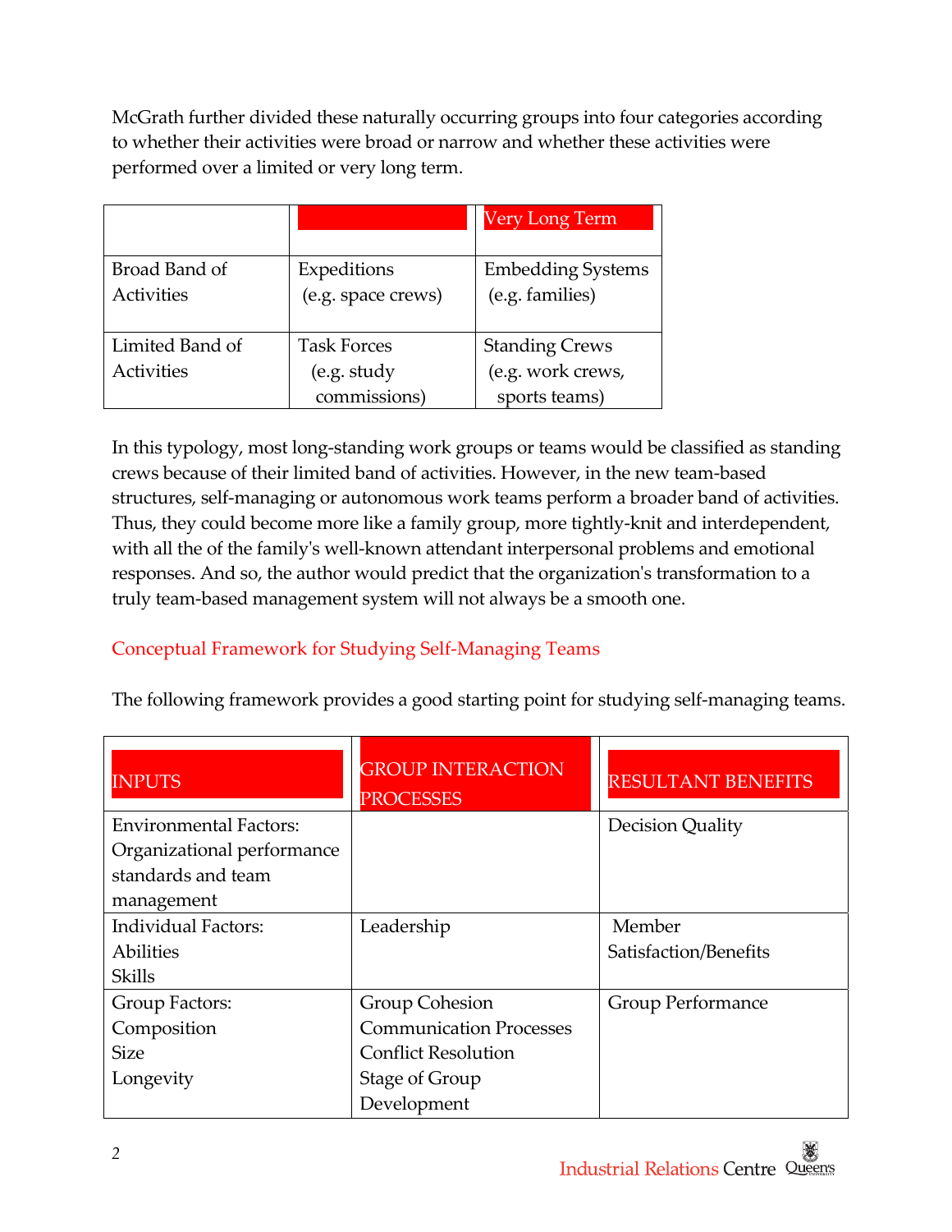McGrath further divided these naturally occurring groups into four categories according to whether their activities were broad or narrow and whether these activities were performed over a limited or very long term.

| | | Very Long Term |
|---|---|---|
| Broad Band of Activities | Expeditions (e.g. space crews) | Embedding Systems (e.g. families) |
| Limited Band of Activities | Task Forces (e.g. study commissions) | Standing Crews (e.g. work crews, sports teams) |

In this typology, most long-standing work groups or teams would be classified as standing crews because of their limited band of activities. However, in the new team-based structures, self-managing or autonomous work teams perform a broader band of activities. Thus, they could become more like a family group, more tightly-knit and interdependent, with all the of the family's well-known attendant interpersonal problems and emotional responses. And so, the author would predict that the organization's transformation to a truly team-based management system will not always be a smooth one.

## Conceptual Framework for Studying Self-Managing Teams

The following framework provides a good starting point for studying self-managing teams.

| INPUTS | GROUP INTERACTION PROCESSES | RESULTANT BENEFITS |
|---|---|---|
| Environmental Factors: Organizational performance standards and team management | | Decision Quality |
| Individual Factors: Abilities Skills | Leadership | Member Satisfaction/Benefits |
| Group Factors: Composition Size Longevity | Group Cohesion Communication Processes Conflict Resolution Stage of Group Development | Group Performance |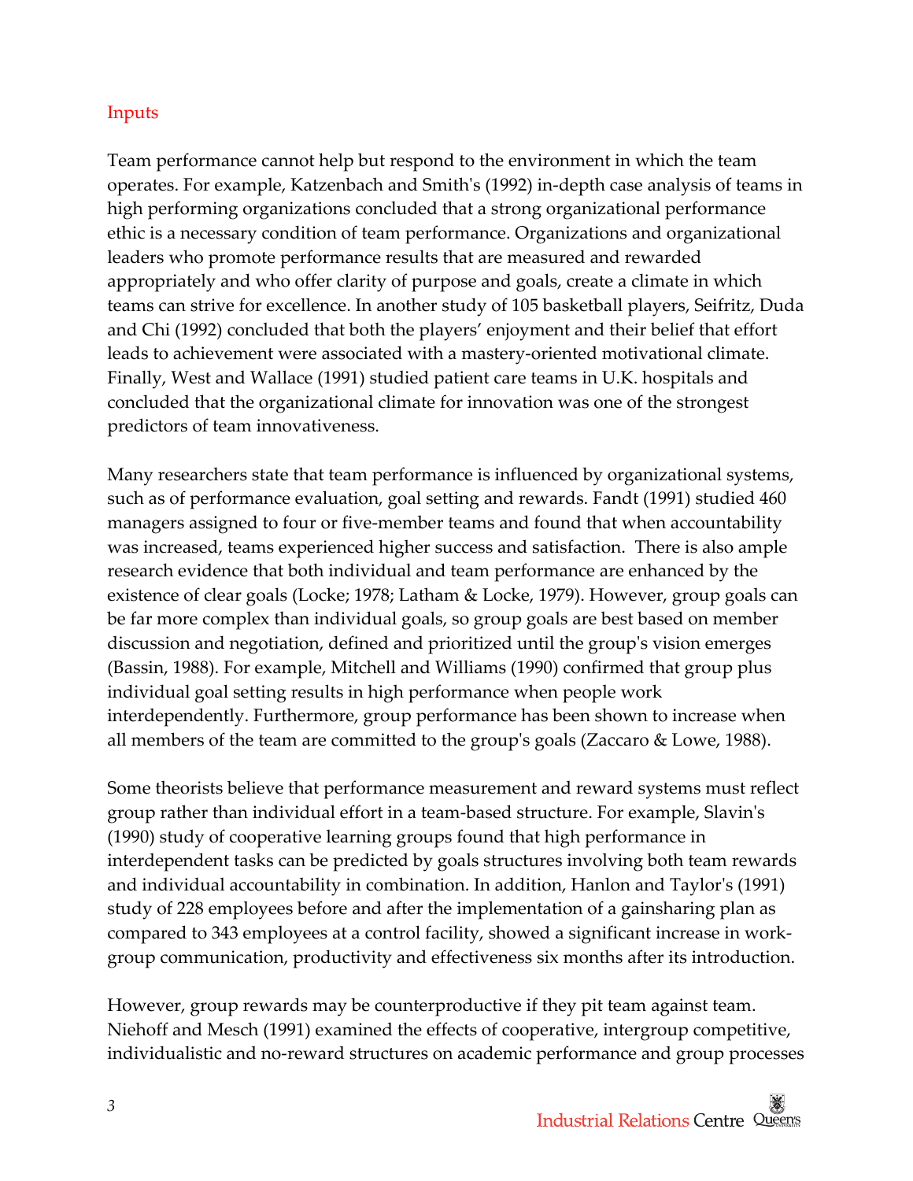## Inputs

Team performance cannot help but respond to the environment in which the team operates. For example, Katzenbach and Smith's (1992) in-depth case analysis of teams in high performing organizations concluded that a strong organizational performance ethic is a necessary condition of team performance. Organizations and organizational leaders who promote performance results that are measured and rewarded appropriately and who offer clarity of purpose and goals, create a climate in which teams can strive for excellence. In another study of 105 basketball players, Seifritz, Duda and Chi (1992) concluded that both the players' enjoyment and their belief that effort leads to achievement were associated with a mastery-oriented motivational climate. Finally, West and Wallace (1991) studied patient care teams in U.K. hospitals and concluded that the organizational climate for innovation was one of the strongest predictors of team innovativeness.

Many researchers state that team performance is influenced by organizational systems, such as of performance evaluation, goal setting and rewards. Fandt (1991) studied 460 managers assigned to four or five-member teams and found that when accountability was increased, teams experienced higher success and satisfaction. There is also ample research evidence that both individual and team performance are enhanced by the existence of clear goals (Locke; 1978; Latham & Locke, 1979). However, group goals can be far more complex than individual goals, so group goals are best based on member discussion and negotiation, defined and prioritized until the group's vision emerges (Bassin, 1988). For example, Mitchell and Williams (1990) confirmed that group plus individual goal setting results in high performance when people work interdependently. Furthermore, group performance has been shown to increase when all members of the team are committed to the group's goals (Zaccaro & Lowe, 1988).

Some theorists believe that performance measurement and reward systems must reflect group rather than individual effort in a team-based structure. For example, Slavin's (1990) study of cooperative learning groups found that high performance in interdependent tasks can be predicted by goals structures involving both team rewards and individual accountability in combination. In addition, Hanlon and Taylor's (1991) study of 228 employees before and after the implementation of a gainsharing plan as compared to 343 employees at a control facility, showed a significant increase in work-group communication, productivity and effectiveness six months after its introduction.

However, group rewards may be counterproductive if they pit team against team. Niehoff and Mesch (1991) examined the effects of cooperative, intergroup competitive, individualistic and no-reward structures on academic performance and group processes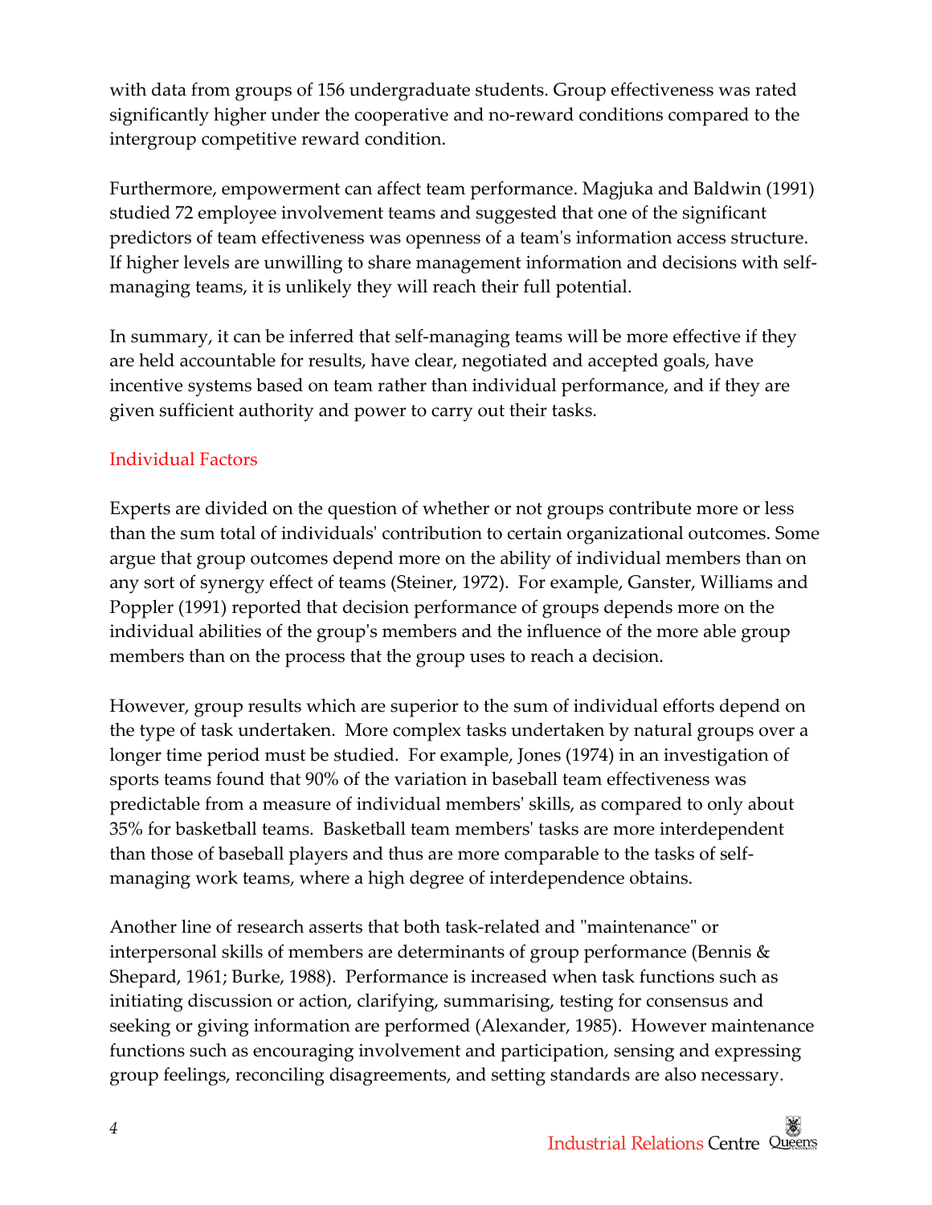with data from groups of 156 undergraduate students. Group effectiveness was rated significantly higher under the cooperative and no-reward conditions compared to the intergroup competitive reward condition.

Furthermore, empowerment can affect team performance. Magjuka and Baldwin (1991) studied 72 employee involvement teams and suggested that one of the significant predictors of team effectiveness was openness of a team's information access structure. If higher levels are unwilling to share management information and decisions with self-managing teams, it is unlikely they will reach their full potential.

In summary, it can be inferred that self-managing teams will be more effective if they are held accountable for results, have clear, negotiated and accepted goals, have incentive systems based on team rather than individual performance, and if they are given sufficient authority and power to carry out their tasks.

## Individual Factors

Experts are divided on the question of whether or not groups contribute more or less than the sum total of individuals' contribution to certain organizational outcomes. Some argue that group outcomes depend more on the ability of individual members than on any sort of synergy effect of teams (Steiner, 1972). For example, Ganster, Williams and Poppler (1991) reported that decision performance of groups depends more on the individual abilities of the group's members and the influence of the more able group members than on the process that the group uses to reach a decision.

However, group results which are superior to the sum of individual efforts depend on the type of task undertaken. More complex tasks undertaken by natural groups over a longer time period must be studied. For example, Jones (1974) in an investigation of sports teams found that 90% of the variation in baseball team effectiveness was predictable from a measure of individual members' skills, as compared to only about 35% for basketball teams. Basketball team members' tasks are more interdependent than those of baseball players and thus are more comparable to the tasks of self-managing work teams, where a high degree of interdependence obtains.

Another line of research asserts that both task-related and "maintenance" or interpersonal skills of members are determinants of group performance (Bennis & Shepard, 1961; Burke, 1988). Performance is increased when task functions such as initiating discussion or action, clarifying, summarising, testing for consensus and seeking or giving information are performed (Alexander, 1985). However maintenance functions such as encouraging involvement and participation, sensing and expressing group feelings, reconciling disagreements, and setting standards are also necessary.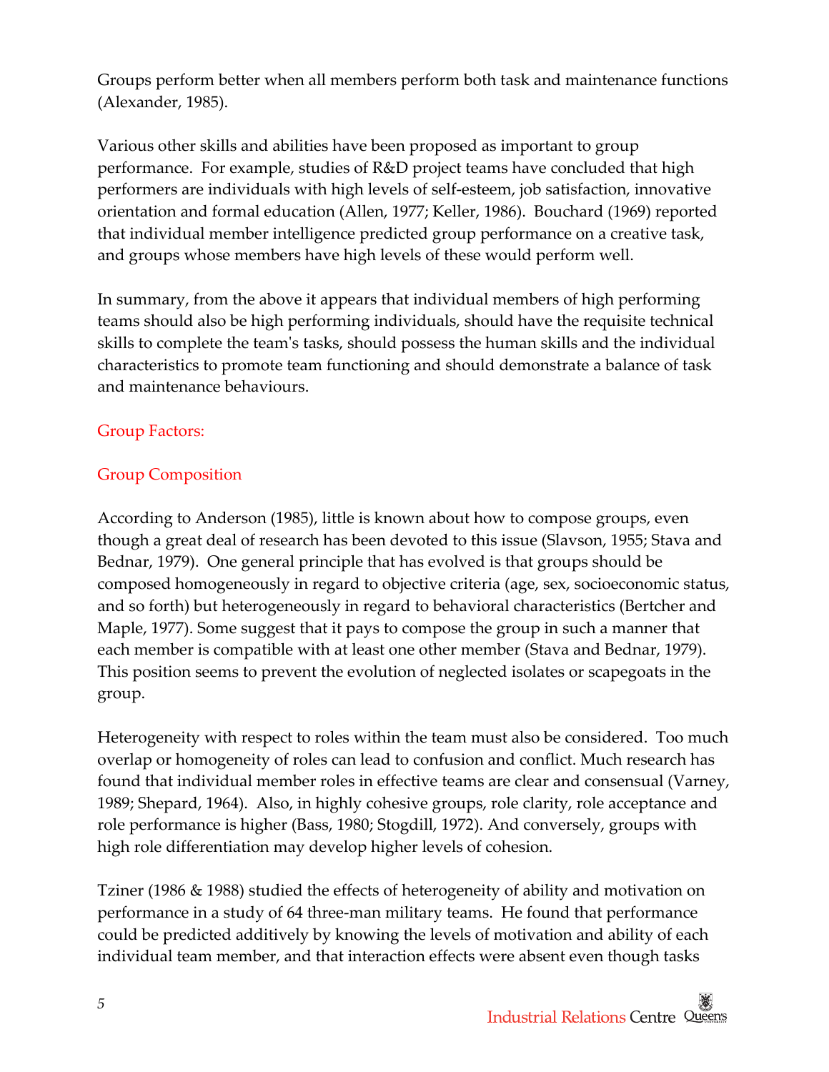Groups perform better when all members perform both task and maintenance functions (Alexander, 1985).

Various other skills and abilities have been proposed as important to group performance. For example, studies of R&D project teams have concluded that high performers are individuals with high levels of self-esteem, job satisfaction, innovative orientation and formal education (Allen, 1977; Keller, 1986). Bouchard (1969) reported that individual member intelligence predicted group performance on a creative task, and groups whose members have high levels of these would perform well.

In summary, from the above it appears that individual members of high performing teams should also be high performing individuals, should have the requisite technical skills to complete the team's tasks, should possess the human skills and the individual characteristics to promote team functioning and should demonstrate a balance of task and maintenance behaviours.

## Group Factors:

### Group Composition

According to Anderson (1985), little is known about how to compose groups, even though a great deal of research has been devoted to this issue (Slavson, 1955; Stava and Bednar, 1979). One general principle that has evolved is that groups should be composed homogeneously in regard to objective criteria (age, sex, socioeconomic status, and so forth) but heterogeneously in regard to behavioral characteristics (Bertcher and Maple, 1977). Some suggest that it pays to compose the group in such a manner that each member is compatible with at least one other member (Stava and Bednar, 1979). This position seems to prevent the evolution of neglected isolates or scapegoats in the group.

Heterogeneity with respect to roles within the team must also be considered. Too much overlap or homogeneity of roles can lead to confusion and conflict. Much research has found that individual member roles in effective teams are clear and consensual (Varney, 1989; Shepard, 1964). Also, in highly cohesive groups, role clarity, role acceptance and role performance is higher (Bass, 1980; Stogdill, 1972). And conversely, groups with high role differentiation may develop higher levels of cohesion.

Tziner (1986 & 1988) studied the effects of heterogeneity of ability and motivation on performance in a study of 64 three-man military teams. He found that performance could be predicted additively by knowing the levels of motivation and ability of each individual team member, and that interaction effects were absent even though tasks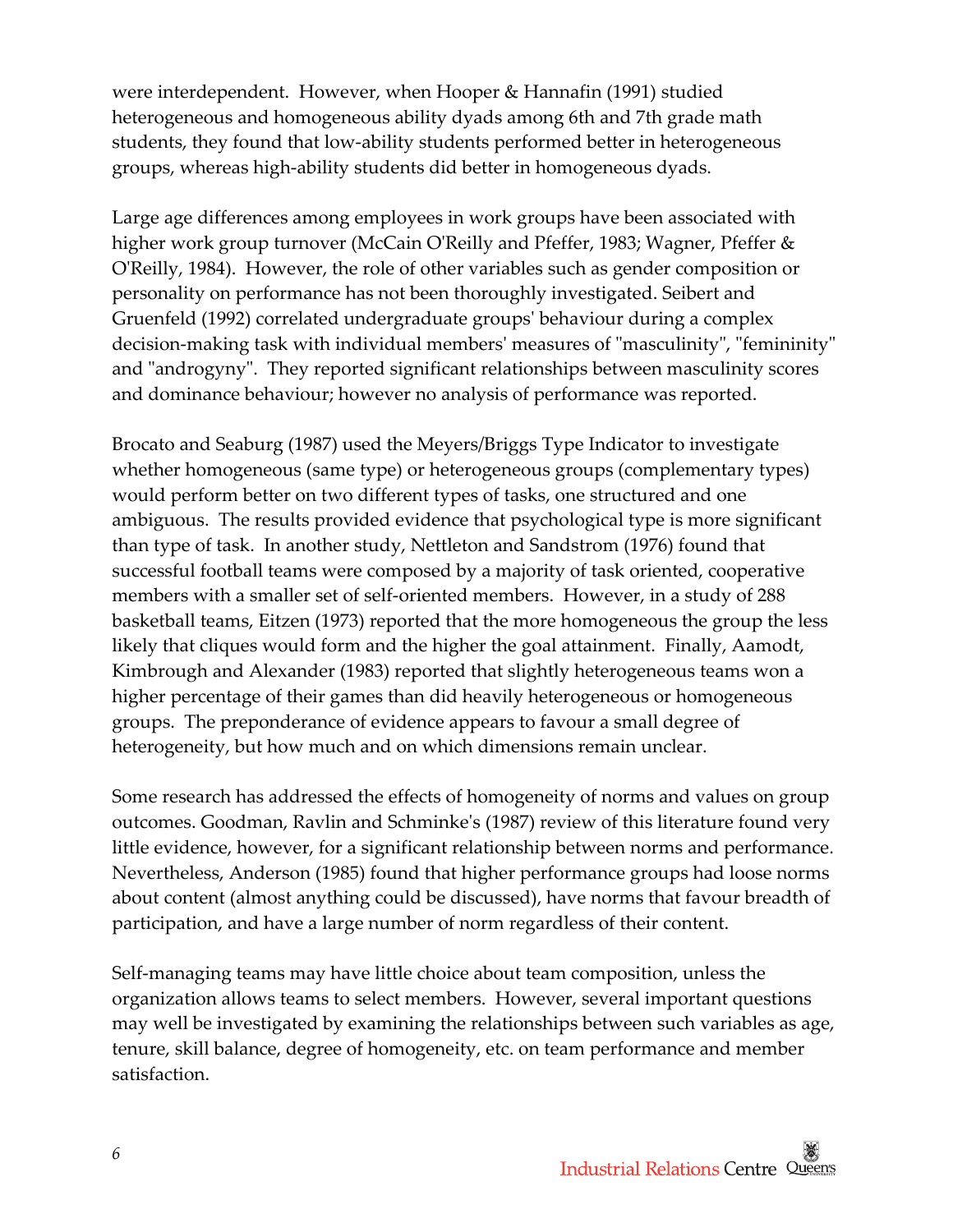were interdependent. However, when Hooper & Hannafin (1991) studied heterogeneous and homogeneous ability dyads among 6th and 7th grade math students, they found that low-ability students performed better in heterogeneous groups, whereas high-ability students did better in homogeneous dyads.

Large age differences among employees in work groups have been associated with higher work group turnover (McCain O'Reilly and Pfeffer, 1983; Wagner, Pfeffer & O'Reilly, 1984). However, the role of other variables such as gender composition or personality on performance has not been thoroughly investigated. Seibert and Gruenfeld (1992) correlated undergraduate groups' behaviour during a complex decision-making task with individual members' measures of "masculinity", "femininity" and "androgyny". They reported significant relationships between masculinity scores and dominance behaviour; however no analysis of performance was reported.

Brocato and Seaburg (1987) used the Meyers/Briggs Type Indicator to investigate whether homogeneous (same type) or heterogeneous groups (complementary types) would perform better on two different types of tasks, one structured and one ambiguous. The results provided evidence that psychological type is more significant than type of task. In another study, Nettleton and Sandstrom (1976) found that successful football teams were composed by a majority of task oriented, cooperative members with a smaller set of self-oriented members. However, in a study of 288 basketball teams, Eitzen (1973) reported that the more homogeneous the group the less likely that cliques would form and the higher the goal attainment. Finally, Aamodt, Kimbrough and Alexander (1983) reported that slightly heterogeneous teams won a higher percentage of their games than did heavily heterogeneous or homogeneous groups. The preponderance of evidence appears to favour a small degree of heterogeneity, but how much and on which dimensions remain unclear.

Some research has addressed the effects of homogeneity of norms and values on group outcomes. Goodman, Ravlin and Schminke's (1987) review of this literature found very little evidence, however, for a significant relationship between norms and performance. Nevertheless, Anderson (1985) found that higher performance groups had loose norms about content (almost anything could be discussed), have norms that favour breadth of participation, and have a large number of norm regardless of their content.

Self-managing teams may have little choice about team composition, unless the organization allows teams to select members. However, several important questions may well be investigated by examining the relationships between such variables as age, tenure, skill balance, degree of homogeneity, etc. on team performance and member satisfaction.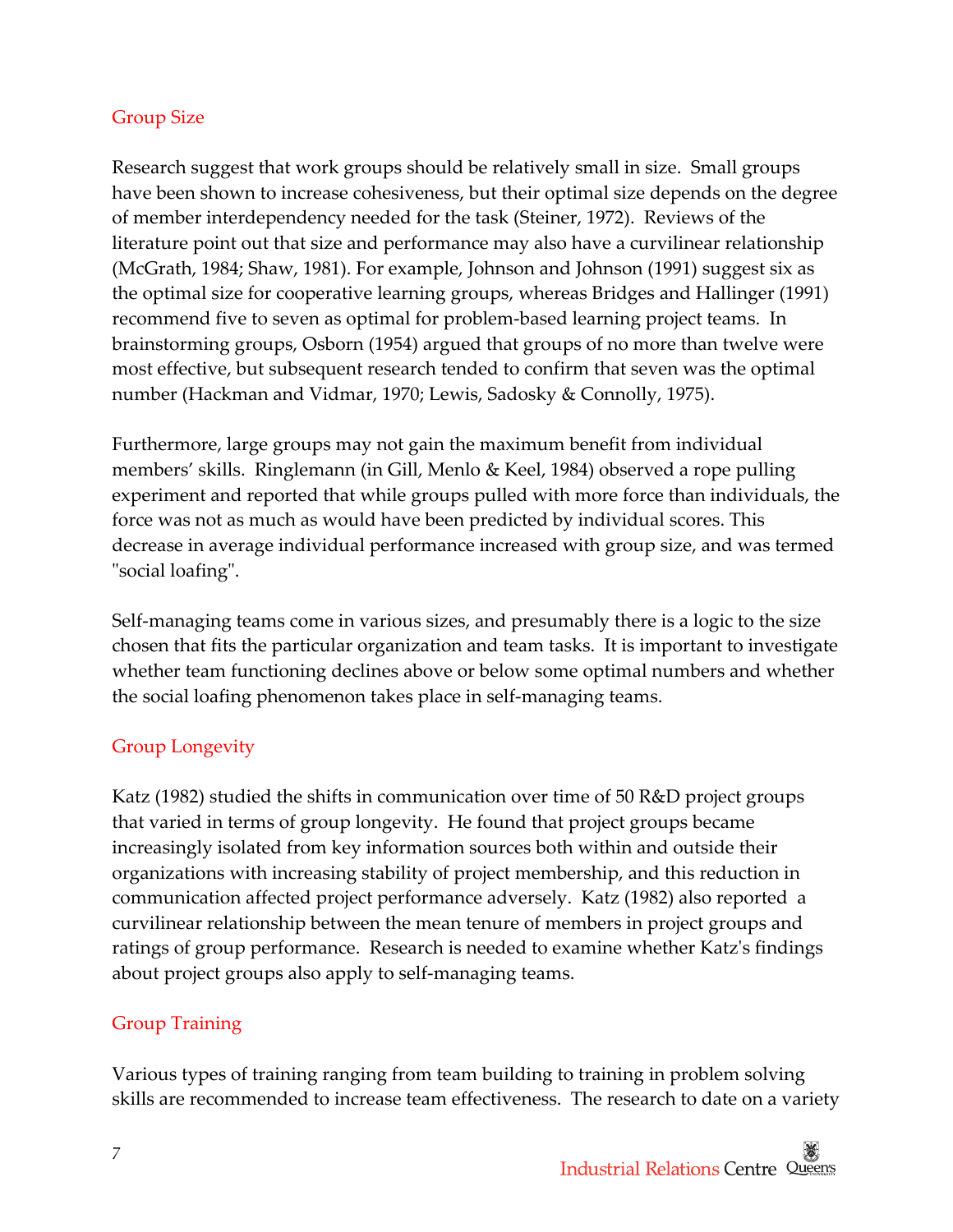## Group Size

Research suggest that work groups should be relatively small in size. Small groups have been shown to increase cohesiveness, but their optimal size depends on the degree of member interdependency needed for the task (Steiner, 1972). Reviews of the literature point out that size and performance may also have a curvilinear relationship (McGrath, 1984; Shaw, 1981). For example, Johnson and Johnson (1991) suggest six as the optimal size for cooperative learning groups, whereas Bridges and Hallinger (1991) recommend five to seven as optimal for problem-based learning project teams. In brainstorming groups, Osborn (1954) argued that groups of no more than twelve were most effective, but subsequent research tended to confirm that seven was the optimal number (Hackman and Vidmar, 1970; Lewis, Sadosky & Connolly, 1975).

Furthermore, large groups may not gain the maximum benefit from individual members' skills. Ringlemann (in Gill, Menlo & Keel, 1984) observed a rope pulling experiment and reported that while groups pulled with more force than individuals, the force was not as much as would have been predicted by individual scores. This decrease in average individual performance increased with group size, and was termed "social loafing".

Self-managing teams come in various sizes, and presumably there is a logic to the size chosen that fits the particular organization and team tasks. It is important to investigate whether team functioning declines above or below some optimal numbers and whether the social loafing phenomenon takes place in self-managing teams.

## Group Longevity

Katz (1982) studied the shifts in communication over time of 50 R&D project groups that varied in terms of group longevity. He found that project groups became increasingly isolated from key information sources both within and outside their organizations with increasing stability of project membership, and this reduction in communication affected project performance adversely. Katz (1982) also reported a curvilinear relationship between the mean tenure of members in project groups and ratings of group performance. Research is needed to examine whether Katz's findings about project groups also apply to self-managing teams.

## Group Training

Various types of training ranging from team building to training in problem solving skills are recommended to increase team effectiveness. The research to date on a variety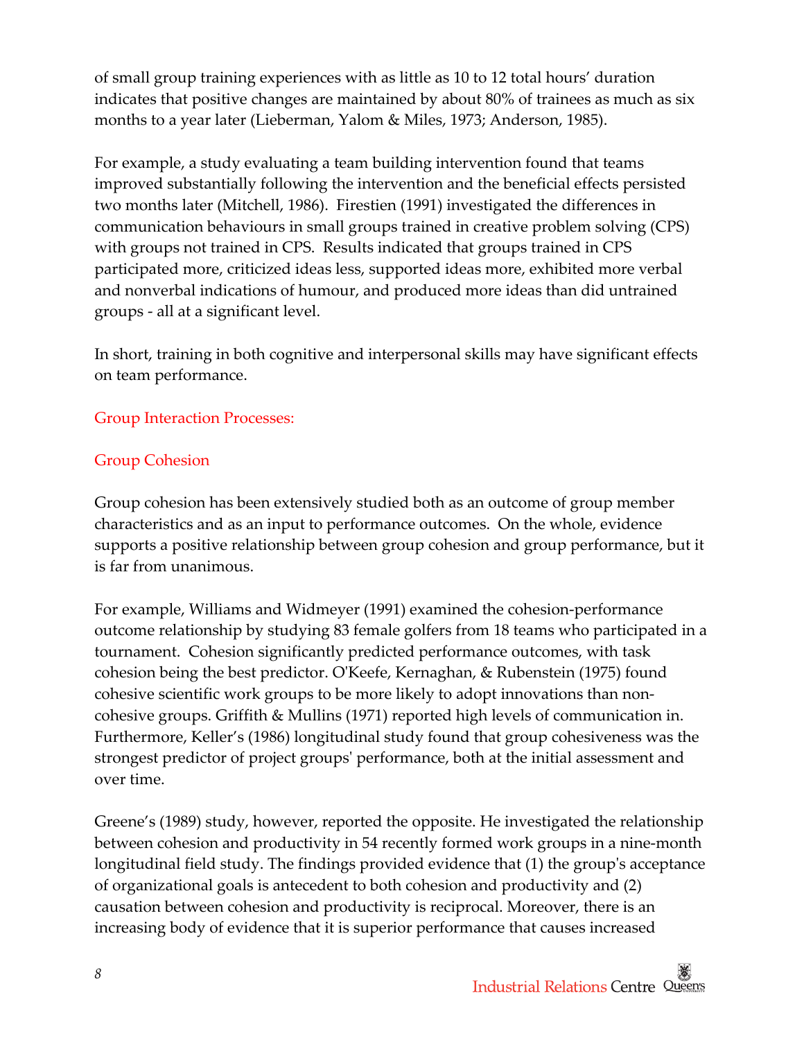of small group training experiences with as little as 10 to 12 total hours' duration indicates that positive changes are maintained by about 80% of trainees as much as six months to a year later (Lieberman, Yalom & Miles, 1973; Anderson, 1985).

For example, a study evaluating a team building intervention found that teams improved substantially following the intervention and the beneficial effects persisted two months later (Mitchell, 1986). Firestien (1991) investigated the differences in communication behaviours in small groups trained in creative problem solving (CPS) with groups not trained in CPS. Results indicated that groups trained in CPS participated more, criticized ideas less, supported ideas more, exhibited more verbal and nonverbal indications of humour, and produced more ideas than did untrained groups - all at a significant level.

In short, training in both cognitive and interpersonal skills may have significant effects on team performance.

## Group Interaction Processes:

### Group Cohesion

Group cohesion has been extensively studied both as an outcome of group member characteristics and as an input to performance outcomes. On the whole, evidence supports a positive relationship between group cohesion and group performance, but it is far from unanimous.

For example, Williams and Widmeyer (1991) examined the cohesion-performance outcome relationship by studying 83 female golfers from 18 teams who participated in a tournament. Cohesion significantly predicted performance outcomes, with task cohesion being the best predictor. O'Keefe, Kernaghan, & Rubenstein (1975) found cohesive scientific work groups to be more likely to adopt innovations than non-cohesive groups. Griffith & Mullins (1971) reported high levels of communication in. Furthermore, Keller's (1986) longitudinal study found that group cohesiveness was the strongest predictor of project groups' performance, both at the initial assessment and over time.

Greene's (1989) study, however, reported the opposite. He investigated the relationship between cohesion and productivity in 54 recently formed work groups in a nine-month longitudinal field study. The findings provided evidence that (1) the group's acceptance of organizational goals is antecedent to both cohesion and productivity and (2) causation between cohesion and productivity is reciprocal. Moreover, there is an increasing body of evidence that it is superior performance that causes increased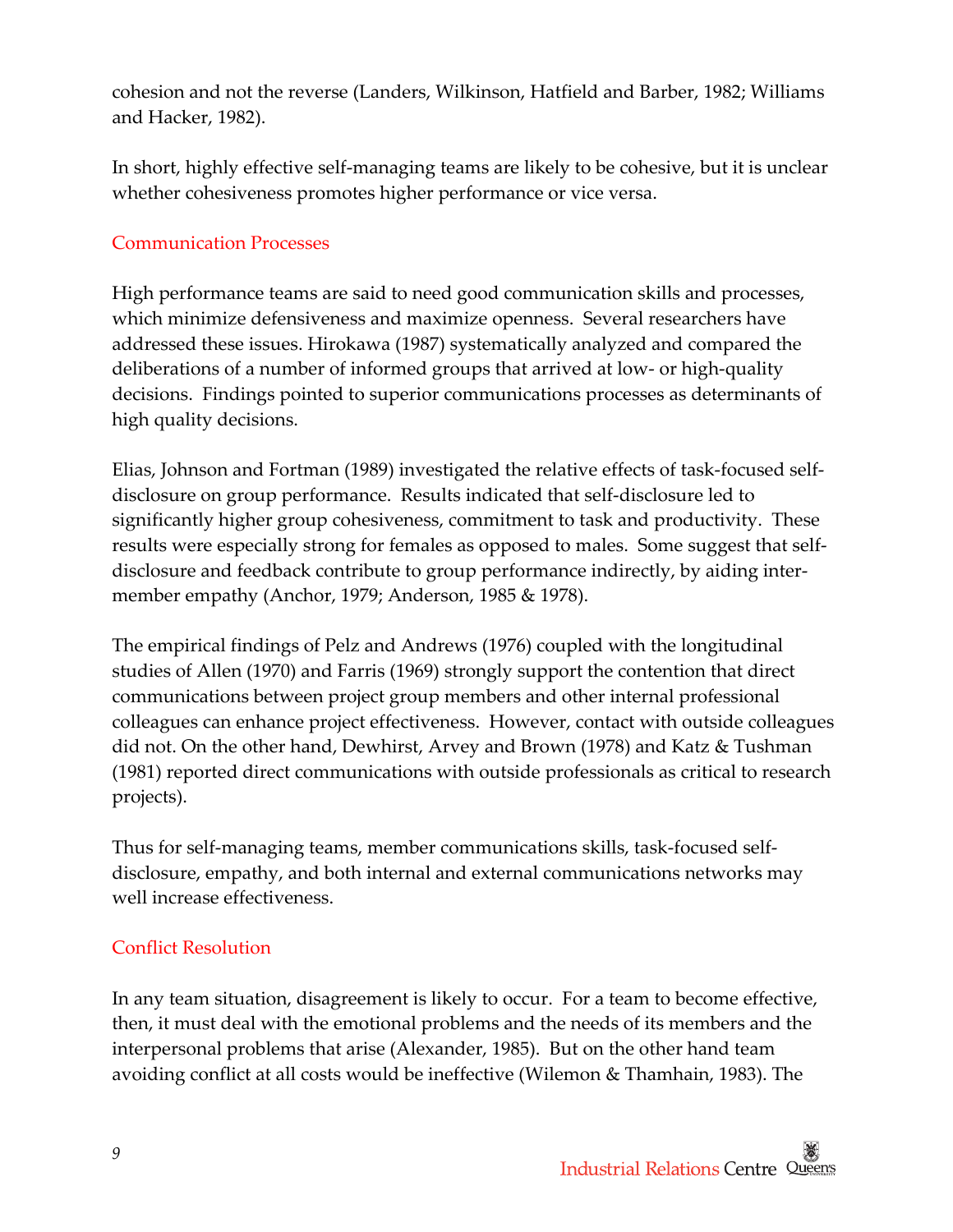cohesion and not the reverse (Landers, Wilkinson, Hatfield and Barber, 1982; Williams and Hacker, 1982).

In short, highly effective self-managing teams are likely to be cohesive, but it is unclear whether cohesiveness promotes higher performance or vice versa.

## Communication Processes

High performance teams are said to need good communication skills and processes, which minimize defensiveness and maximize openness. Several researchers have addressed these issues. Hirokawa (1987) systematically analyzed and compared the deliberations of a number of informed groups that arrived at low- or high-quality decisions. Findings pointed to superior communications processes as determinants of high quality decisions.

Elias, Johnson and Fortman (1989) investigated the relative effects of task-focused self-disclosure on group performance. Results indicated that self-disclosure led to significantly higher group cohesiveness, commitment to task and productivity. These results were especially strong for females as opposed to males. Some suggest that self-disclosure and feedback contribute to group performance indirectly, by aiding inter-member empathy (Anchor, 1979; Anderson, 1985 & 1978).

The empirical findings of Pelz and Andrews (1976) coupled with the longitudinal studies of Allen (1970) and Farris (1969) strongly support the contention that direct communications between project group members and other internal professional colleagues can enhance project effectiveness. However, contact with outside colleagues did not. On the other hand, Dewhirst, Arvey and Brown (1978) and Katz & Tushman (1981) reported direct communications with outside professionals as critical to research projects).

Thus for self-managing teams, member communications skills, task-focused self-disclosure, empathy, and both internal and external communications networks may well increase effectiveness.

## Conflict Resolution

In any team situation, disagreement is likely to occur. For a team to become effective, then, it must deal with the emotional problems and the needs of its members and the interpersonal problems that arise (Alexander, 1985). But on the other hand team avoiding conflict at all costs would be ineffective (Wilemon & Thamhain, 1983). The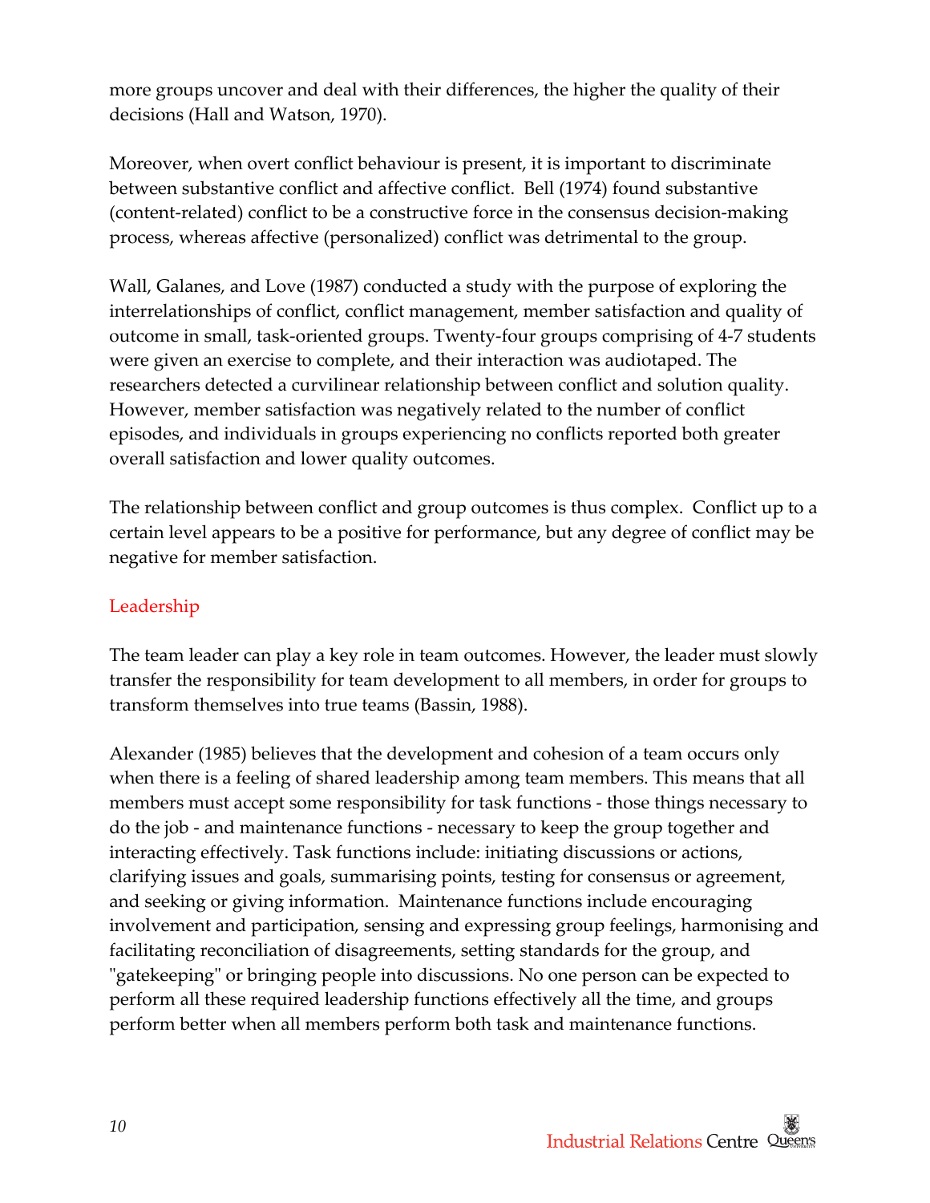more groups uncover and deal with their differences, the higher the quality of their decisions (Hall and Watson, 1970).

Moreover, when overt conflict behaviour is present, it is important to discriminate between substantive conflict and affective conflict. Bell (1974) found substantive (content-related) conflict to be a constructive force in the consensus decision-making process, whereas affective (personalized) conflict was detrimental to the group.

Wall, Galanes, and Love (1987) conducted a study with the purpose of exploring the interrelationships of conflict, conflict management, member satisfaction and quality of outcome in small, task-oriented groups. Twenty-four groups comprising of 4-7 students were given an exercise to complete, and their interaction was audiotaped. The researchers detected a curvilinear relationship between conflict and solution quality. However, member satisfaction was negatively related to the number of conflict episodes, and individuals in groups experiencing no conflicts reported both greater overall satisfaction and lower quality outcomes.

The relationship between conflict and group outcomes is thus complex. Conflict up to a certain level appears to be a positive for performance, but any degree of conflict may be negative for member satisfaction.

## Leadership

The team leader can play a key role in team outcomes. However, the leader must slowly transfer the responsibility for team development to all members, in order for groups to transform themselves into true teams (Bassin, 1988).

Alexander (1985) believes that the development and cohesion of a team occurs only when there is a feeling of shared leadership among team members. This means that all members must accept some responsibility for task functions - those things necessary to do the job - and maintenance functions - necessary to keep the group together and interacting effectively. Task functions include: initiating discussions or actions, clarifying issues and goals, summarising points, testing for consensus or agreement, and seeking or giving information. Maintenance functions include encouraging involvement and participation, sensing and expressing group feelings, harmonising and facilitating reconciliation of disagreements, setting standards for the group, and "gatekeeping" or bringing people into discussions. No one person can be expected to perform all these required leadership functions effectively all the time, and groups perform better when all members perform both task and maintenance functions.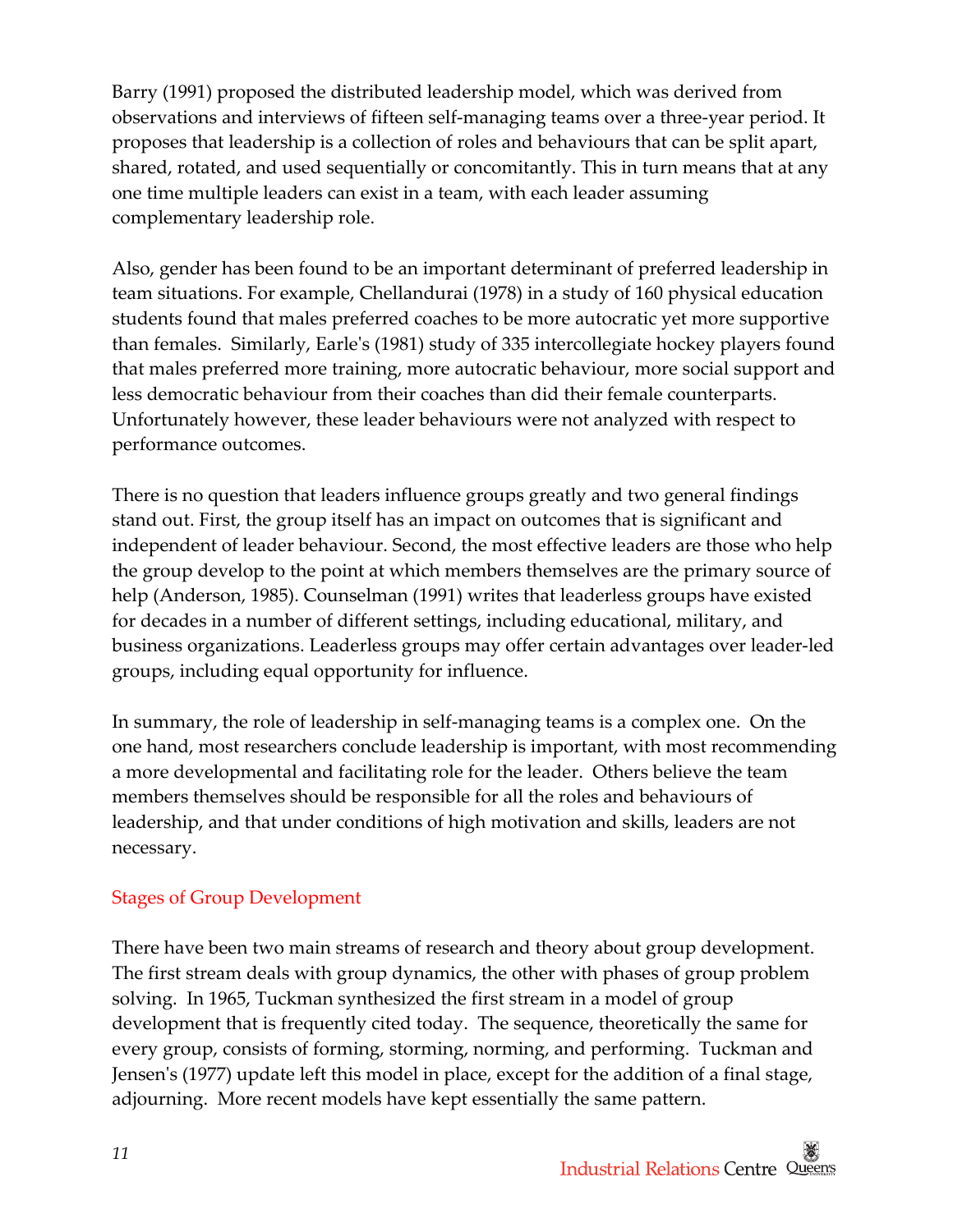Barry (1991) proposed the distributed leadership model, which was derived from observations and interviews of fifteen self-managing teams over a three-year period. It proposes that leadership is a collection of roles and behaviours that can be split apart, shared, rotated, and used sequentially or concomitantly. This in turn means that at any one time multiple leaders can exist in a team, with each leader assuming complementary leadership role.

Also, gender has been found to be an important determinant of preferred leadership in team situations. For example, Chellandurai (1978) in a study of 160 physical education students found that males preferred coaches to be more autocratic yet more supportive than females. Similarly, Earle's (1981) study of 335 intercollegiate hockey players found that males preferred more training, more autocratic behaviour, more social support and less democratic behaviour from their coaches than did their female counterparts. Unfortunately however, these leader behaviours were not analyzed with respect to performance outcomes.

There is no question that leaders influence groups greatly and two general findings stand out. First, the group itself has an impact on outcomes that is significant and independent of leader behaviour. Second, the most effective leaders are those who help the group develop to the point at which members themselves are the primary source of help (Anderson, 1985). Counselman (1991) writes that leaderless groups have existed for decades in a number of different settings, including educational, military, and business organizations. Leaderless groups may offer certain advantages over leader-led groups, including equal opportunity for influence.

In summary, the role of leadership in self-managing teams is a complex one. On the one hand, most researchers conclude leadership is important, with most recommending a more developmental and facilitating role for the leader. Others believe the team members themselves should be responsible for all the roles and behaviours of leadership, and that under conditions of high motivation and skills, leaders are not necessary.

## Stages of Group Development

There have been two main streams of research and theory about group development. The first stream deals with group dynamics, the other with phases of group problem solving. In 1965, Tuckman synthesized the first stream in a model of group development that is frequently cited today. The sequence, theoretically the same for every group, consists of forming, storming, norming, and performing. Tuckman and Jensen's (1977) update left this model in place, except for the addition of a final stage, adjourning. More recent models have kept essentially the same pattern.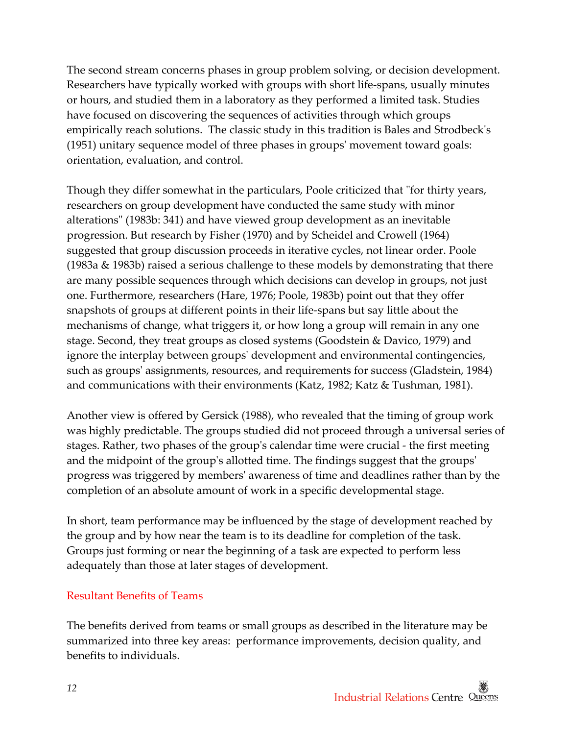The second stream concerns phases in group problem solving, or decision development. Researchers have typically worked with groups with short life-spans, usually minutes or hours, and studied them in a laboratory as they performed a limited task. Studies have focused on discovering the sequences of activities through which groups empirically reach solutions. The classic study in this tradition is Bales and Strodbeck's (1951) unitary sequence model of three phases in groups' movement toward goals: orientation, evaluation, and control.

Though they differ somewhat in the particulars, Poole criticized that "for thirty years, researchers on group development have conducted the same study with minor alterations" (1983b: 341) and have viewed group development as an inevitable progression. But research by Fisher (1970) and by Scheidel and Crowell (1964) suggested that group discussion proceeds in iterative cycles, not linear order. Poole (1983a & 1983b) raised a serious challenge to these models by demonstrating that there are many possible sequences through which decisions can develop in groups, not just one. Furthermore, researchers (Hare, 1976; Poole, 1983b) point out that they offer snapshots of groups at different points in their life-spans but say little about the mechanisms of change, what triggers it, or how long a group will remain in any one stage. Second, they treat groups as closed systems (Goodstein & Davico, 1979) and ignore the interplay between groups' development and environmental contingencies, such as groups' assignments, resources, and requirements for success (Gladstein, 1984) and communications with their environments (Katz, 1982; Katz & Tushman, 1981).

Another view is offered by Gersick (1988), who revealed that the timing of group work was highly predictable. The groups studied did not proceed through a universal series of stages. Rather, two phases of the group's calendar time were crucial - the first meeting and the midpoint of the group's allotted time. The findings suggest that the groups' progress was triggered by members' awareness of time and deadlines rather than by the completion of an absolute amount of work in a specific developmental stage.

In short, team performance may be influenced by the stage of development reached by the group and by how near the team is to its deadline for completion of the task. Groups just forming or near the beginning of a task are expected to perform less adequately than those at later stages of development.

## Resultant Benefits of Teams

The benefits derived from teams or small groups as described in the literature may be summarized into three key areas: performance improvements, decision quality, and benefits to individuals.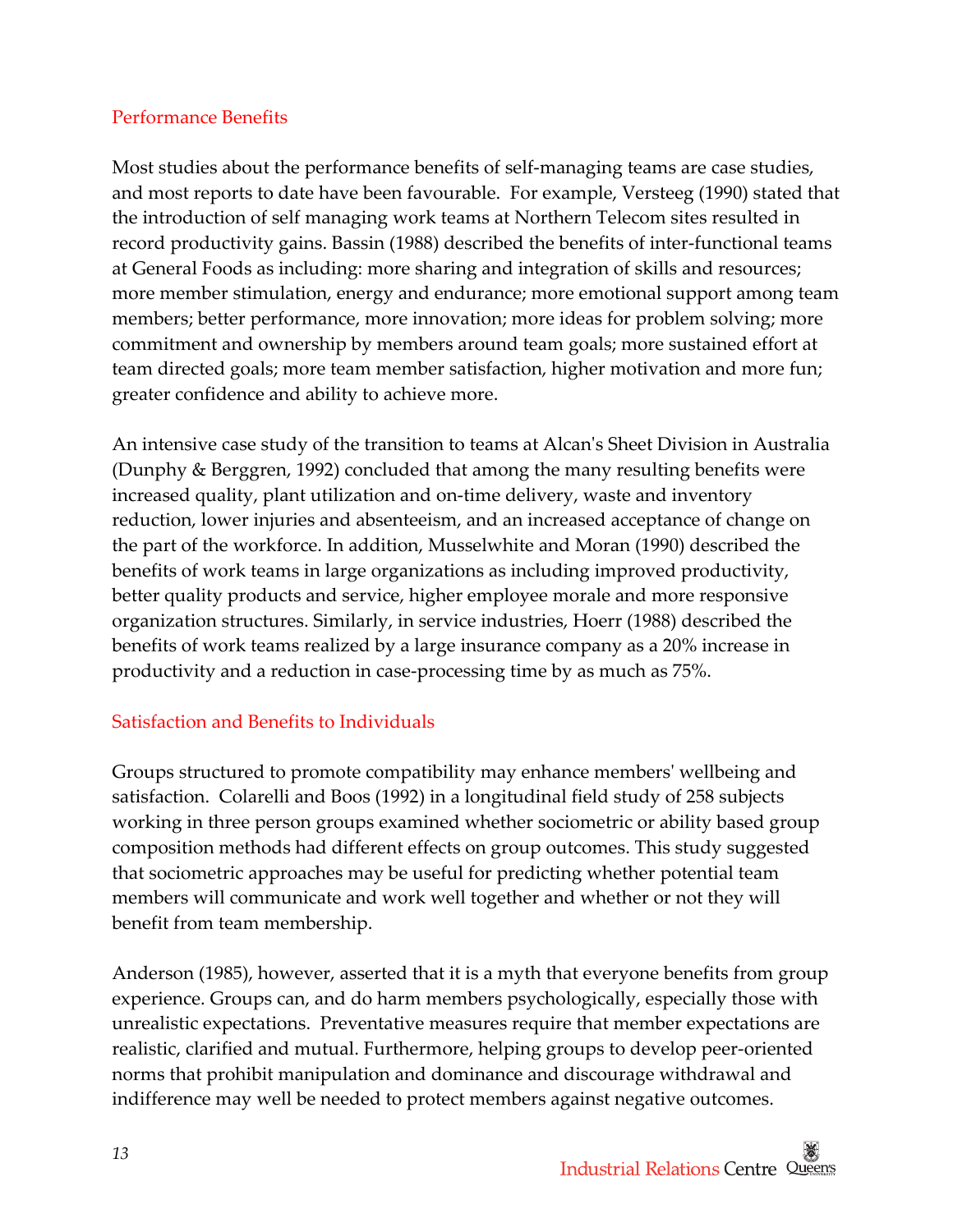## Performance Benefits

Most studies about the performance benefits of self-managing teams are case studies, and most reports to date have been favourable. For example, Versteeg (1990) stated that the introduction of self managing work teams at Northern Telecom sites resulted in record productivity gains. Bassin (1988) described the benefits of inter-functional teams at General Foods as including: more sharing and integration of skills and resources; more member stimulation, energy and endurance; more emotional support among team members; better performance, more innovation; more ideas for problem solving; more commitment and ownership by members around team goals; more sustained effort at team directed goals; more team member satisfaction, higher motivation and more fun; greater confidence and ability to achieve more.

An intensive case study of the transition to teams at Alcan's Sheet Division in Australia (Dunphy & Berggren, 1992) concluded that among the many resulting benefits were increased quality, plant utilization and on-time delivery, waste and inventory reduction, lower injuries and absenteeism, and an increased acceptance of change on the part of the workforce. In addition, Musselwhite and Moran (1990) described the benefits of work teams in large organizations as including improved productivity, better quality products and service, higher employee morale and more responsive organization structures. Similarly, in service industries, Hoerr (1988) described the benefits of work teams realized by a large insurance company as a 20% increase in productivity and a reduction in case-processing time by as much as 75%.

## Satisfaction and Benefits to Individuals

Groups structured to promote compatibility may enhance members' wellbeing and satisfaction. Colarelli and Boos (1992) in a longitudinal field study of 258 subjects working in three person groups examined whether sociometric or ability based group composition methods had different effects on group outcomes. This study suggested that sociometric approaches may be useful for predicting whether potential team members will communicate and work well together and whether or not they will benefit from team membership.

Anderson (1985), however, asserted that it is a myth that everyone benefits from group experience. Groups can, and do harm members psychologically, especially those with unrealistic expectations. Preventative measures require that member expectations are realistic, clarified and mutual. Furthermore, helping groups to develop peer-oriented norms that prohibit manipulation and dominance and discourage withdrawal and indifference may well be needed to protect members against negative outcomes.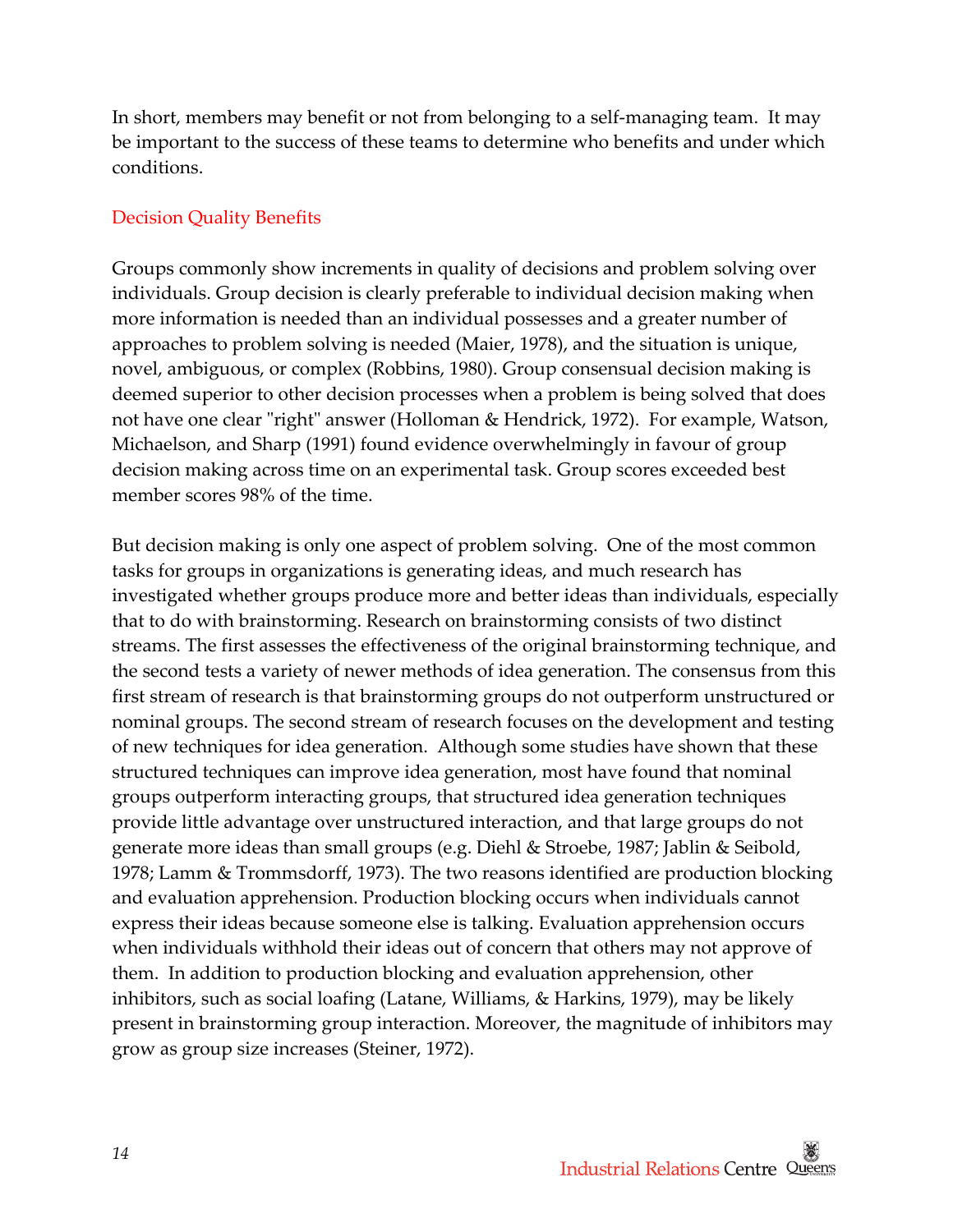In short, members may benefit or not from belonging to a self-managing team. It may be important to the success of these teams to determine who benefits and under which conditions.

## Decision Quality Benefits

Groups commonly show increments in quality of decisions and problem solving over individuals. Group decision is clearly preferable to individual decision making when more information is needed than an individual possesses and a greater number of approaches to problem solving is needed (Maier, 1978), and the situation is unique, novel, ambiguous, or complex (Robbins, 1980). Group consensual decision making is deemed superior to other decision processes when a problem is being solved that does not have one clear "right" answer (Holloman & Hendrick, 1972). For example, Watson, Michaelson, and Sharp (1991) found evidence overwhelmingly in favour of group decision making across time on an experimental task. Group scores exceeded best member scores 98% of the time.

But decision making is only one aspect of problem solving. One of the most common tasks for groups in organizations is generating ideas, and much research has investigated whether groups produce more and better ideas than individuals, especially that to do with brainstorming. Research on brainstorming consists of two distinct streams. The first assesses the effectiveness of the original brainstorming technique, and the second tests a variety of newer methods of idea generation. The consensus from this first stream of research is that brainstorming groups do not outperform unstructured or nominal groups. The second stream of research focuses on the development and testing of new techniques for idea generation. Although some studies have shown that these structured techniques can improve idea generation, most have found that nominal groups outperform interacting groups, that structured idea generation techniques provide little advantage over unstructured interaction, and that large groups do not generate more ideas than small groups (e.g. Diehl & Stroebe, 1987; Jablin & Seibold, 1978; Lamm & Trommsdorff, 1973). The two reasons identified are production blocking and evaluation apprehension. Production blocking occurs when individuals cannot express their ideas because someone else is talking. Evaluation apprehension occurs when individuals withhold their ideas out of concern that others may not approve of them. In addition to production blocking and evaluation apprehension, other inhibitors, such as social loafing (Latane, Williams, & Harkins, 1979), may be likely present in brainstorming group interaction. Moreover, the magnitude of inhibitors may grow as group size increases (Steiner, 1972).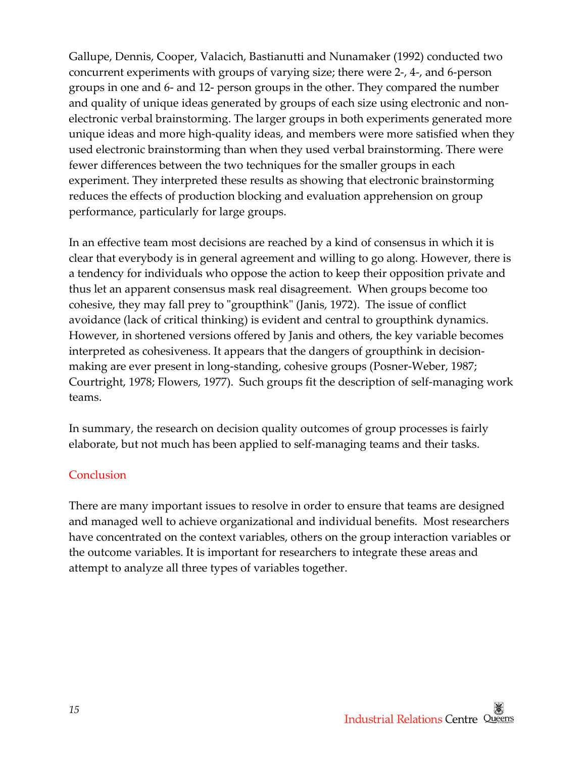Gallupe, Dennis, Cooper, Valacich, Bastianutti and Nunamaker (1992) conducted two concurrent experiments with groups of varying size; there were 2-, 4-, and 6-person groups in one and 6- and 12- person groups in the other. They compared the number and quality of unique ideas generated by groups of each size using electronic and non-electronic verbal brainstorming. The larger groups in both experiments generated more unique ideas and more high-quality ideas, and members were more satisfied when they used electronic brainstorming than when they used verbal brainstorming. There were fewer differences between the two techniques for the smaller groups in each experiment. They interpreted these results as showing that electronic brainstorming reduces the effects of production blocking and evaluation apprehension on group performance, particularly for large groups.

In an effective team most decisions are reached by a kind of consensus in which it is clear that everybody is in general agreement and willing to go along. However, there is a tendency for individuals who oppose the action to keep their opposition private and thus let an apparent consensus mask real disagreement. When groups become too cohesive, they may fall prey to "groupthink" (Janis, 1972). The issue of conflict avoidance (lack of critical thinking) is evident and central to groupthink dynamics. However, in shortened versions offered by Janis and others, the key variable becomes interpreted as cohesiveness. It appears that the dangers of groupthink in decision-making are ever present in long-standing, cohesive groups (Posner-Weber, 1987; Courtright, 1978; Flowers, 1977). Such groups fit the description of self-managing work teams.

In summary, the research on decision quality outcomes of group processes is fairly elaborate, but not much has been applied to self-managing teams and their tasks.

## Conclusion

There are many important issues to resolve in order to ensure that teams are designed and managed well to achieve organizational and individual benefits. Most researchers have concentrated on the context variables, others on the group interaction variables or the outcome variables. It is important for researchers to integrate these areas and attempt to analyze all three types of variables together.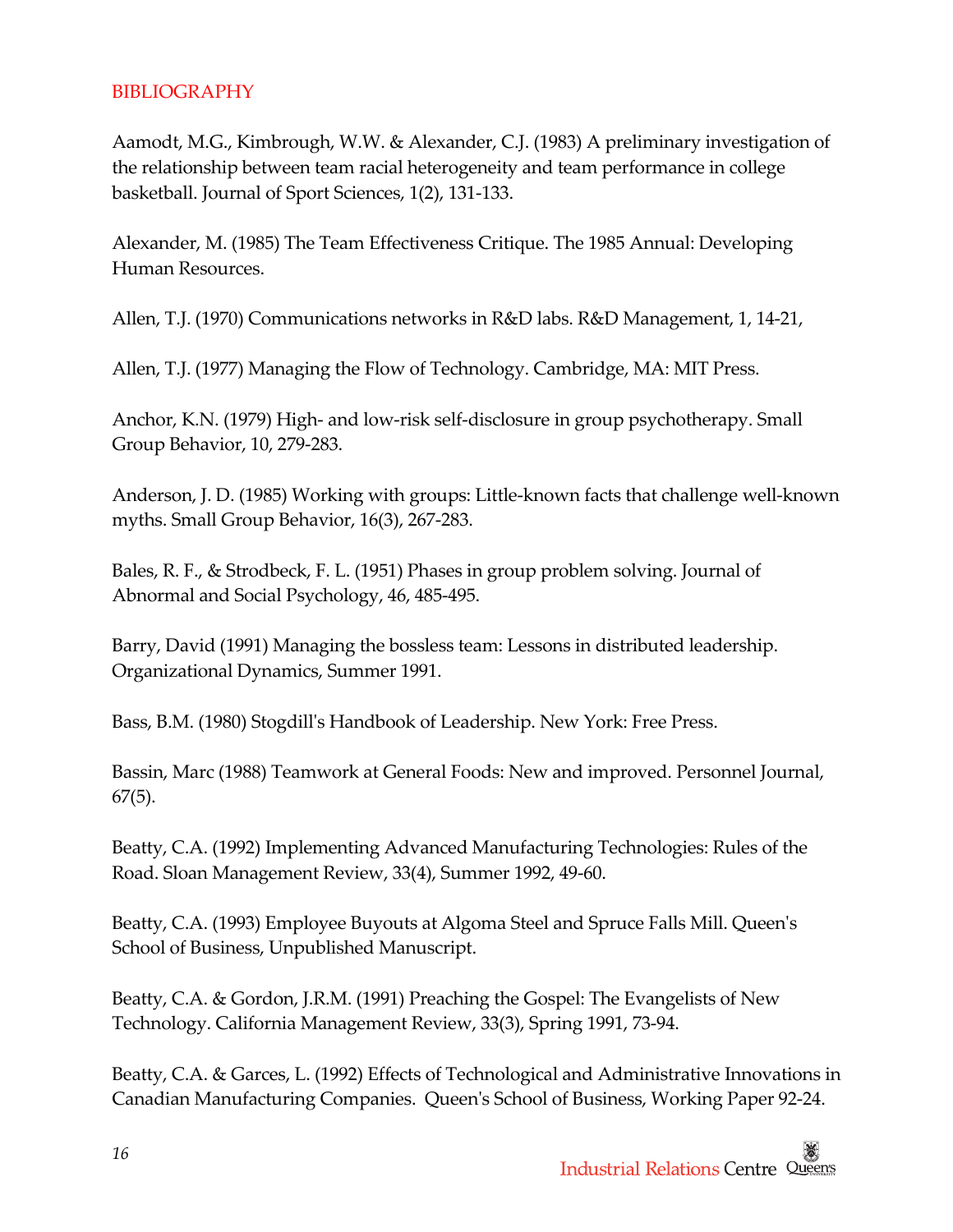# BIBLIOGRAPHY

Aamodt, M.G., Kimbrough, W.W. & Alexander, C.J. (1983) A preliminary investigation of the relationship between team racial heterogeneity and team performance in college basketball. Journal of Sport Sciences, 1(2), 131-133.

Alexander, M. (1985) The Team Effectiveness Critique. The 1985 Annual: Developing Human Resources.

Allen, T.J. (1970) Communications networks in R&D labs. R&D Management, 1, 14-21,

Allen, T.J. (1977) Managing the Flow of Technology. Cambridge, MA: MIT Press.

Anchor, K.N. (1979) High- and low-risk self-disclosure in group psychotherapy. Small Group Behavior, 10, 279-283.

Anderson, J. D. (1985) Working with groups: Little-known facts that challenge well-known myths. Small Group Behavior, 16(3), 267-283.

Bales, R. F., & Strodbeck, F. L. (1951) Phases in group problem solving. Journal of Abnormal and Social Psychology, 46, 485-495.

Barry, David (1991) Managing the bossless team: Lessons in distributed leadership. Organizational Dynamics, Summer 1991.

Bass, B.M. (1980) Stogdill's Handbook of Leadership. New York: Free Press.

Bassin, Marc (1988) Teamwork at General Foods: New and improved. Personnel Journal, 67(5).

Beatty, C.A. (1992) Implementing Advanced Manufacturing Technologies: Rules of the Road. Sloan Management Review, 33(4), Summer 1992, 49-60.

Beatty, C.A. (1993) Employee Buyouts at Algoma Steel and Spruce Falls Mill. Queen's School of Business, Unpublished Manuscript.

Beatty, C.A. & Gordon, J.R.M. (1991) Preaching the Gospel: The Evangelists of New Technology. California Management Review, 33(3), Spring 1991, 73-94.

Beatty, C.A. & Garces, L. (1992) Effects of Technological and Administrative Innovations in Canadian Manufacturing Companies. Queen's School of Business, Working Paper 92-24.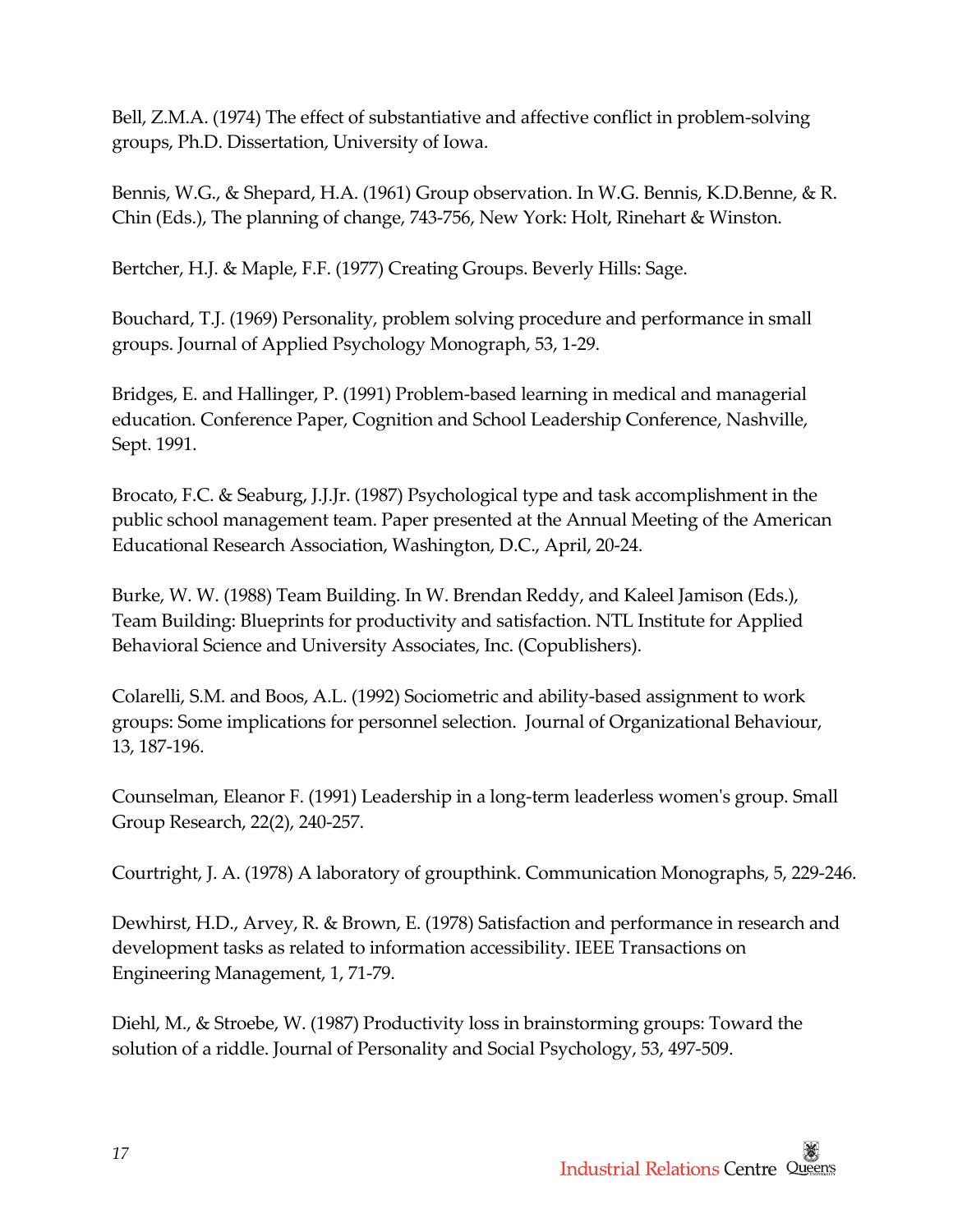Bell, Z.M.A. (1974) The effect of substantiative and affective conflict in problem-solving groups, Ph.D. Dissertation, University of Iowa.

Bennis, W.G., & Shepard, H.A. (1961) Group observation. In W.G. Bennis, K.D.Benne, & R. Chin (Eds.), The planning of change, 743-756, New York: Holt, Rinehart & Winston.

Bertcher, H.J. & Maple, F.F. (1977) Creating Groups. Beverly Hills: Sage.

Bouchard, T.J. (1969) Personality, problem solving procedure and performance in small groups. Journal of Applied Psychology Monograph, 53, 1-29.

Bridges, E. and Hallinger, P. (1991) Problem-based learning in medical and managerial education. Conference Paper, Cognition and School Leadership Conference, Nashville, Sept. 1991.

Brocato, F.C. & Seaburg, J.J.Jr. (1987) Psychological type and task accomplishment in the public school management team. Paper presented at the Annual Meeting of the American Educational Research Association, Washington, D.C., April, 20-24.

Burke, W. W. (1988) Team Building. In W. Brendan Reddy, and Kaleel Jamison (Eds.), Team Building: Blueprints for productivity and satisfaction. NTL Institute for Applied Behavioral Science and University Associates, Inc. (Copublishers).

Colarelli, S.M. and Boos, A.L. (1992) Sociometric and ability-based assignment to work groups: Some implications for personnel selection. Journal of Organizational Behaviour, 13, 187-196.

Counselman, Eleanor F. (1991) Leadership in a long-term leaderless women's group. Small Group Research, 22(2), 240-257.

Courtright, J. A. (1978) A laboratory of groupthink. Communication Monographs, 5, 229-246.

Dewhirst, H.D., Arvey, R. & Brown, E. (1978) Satisfaction and performance in research and development tasks as related to information accessibility. IEEE Transactions on Engineering Management, 1, 71-79.

Diehl, M., & Stroebe, W. (1987) Productivity loss in brainstorming groups: Toward the solution of a riddle. Journal of Personality and Social Psychology, 53, 497-509.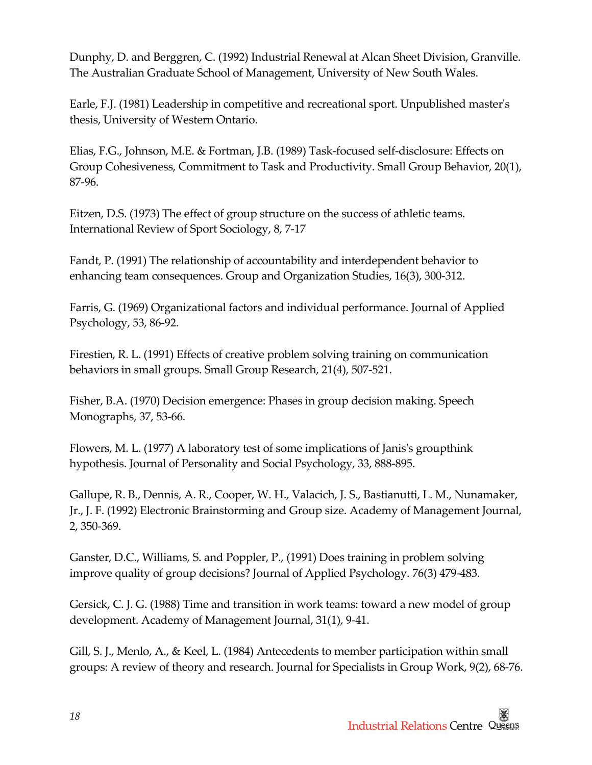Dunphy, D. and Berggren, C. (1992) Industrial Renewal at Alcan Sheet Division, Granville. The Australian Graduate School of Management, University of New South Wales.

Earle, F.J. (1981) Leadership in competitive and recreational sport. Unpublished master's thesis, University of Western Ontario.

Elias, F.G., Johnson, M.E. & Fortman, J.B. (1989) Task-focused self-disclosure: Effects on Group Cohesiveness, Commitment to Task and Productivity. Small Group Behavior, 20(1), 87-96.

Eitzen, D.S. (1973) The effect of group structure on the success of athletic teams. International Review of Sport Sociology, 8, 7-17

Fandt, P. (1991) The relationship of accountability and interdependent behavior to enhancing team consequences. Group and Organization Studies, 16(3), 300-312.

Farris, G. (1969) Organizational factors and individual performance. Journal of Applied Psychology, 53, 86-92.

Firestien, R. L. (1991) Effects of creative problem solving training on communication behaviors in small groups. Small Group Research, 21(4), 507-521.

Fisher, B.A. (1970) Decision emergence: Phases in group decision making. Speech Monographs, 37, 53-66.

Flowers, M. L. (1977) A laboratory test of some implications of Janis's groupthink hypothesis. Journal of Personality and Social Psychology, 33, 888-895.

Gallupe, R. B., Dennis, A. R., Cooper, W. H., Valacich, J. S., Bastianutti, L. M., Nunamaker, Jr., J. F. (1992) Electronic Brainstorming and Group size. Academy of Management Journal, 2, 350-369.

Ganster, D.C., Williams, S. and Poppler, P., (1991) Does training in problem solving improve quality of group decisions? Journal of Applied Psychology. 76(3) 479-483.

Gersick, C. J. G. (1988) Time and transition in work teams: toward a new model of group development. Academy of Management Journal, 31(1), 9-41.

Gill, S. J., Menlo, A., & Keel, L. (1984) Antecedents to member participation within small groups: A review of theory and research. Journal for Specialists in Group Work, 9(2), 68-76.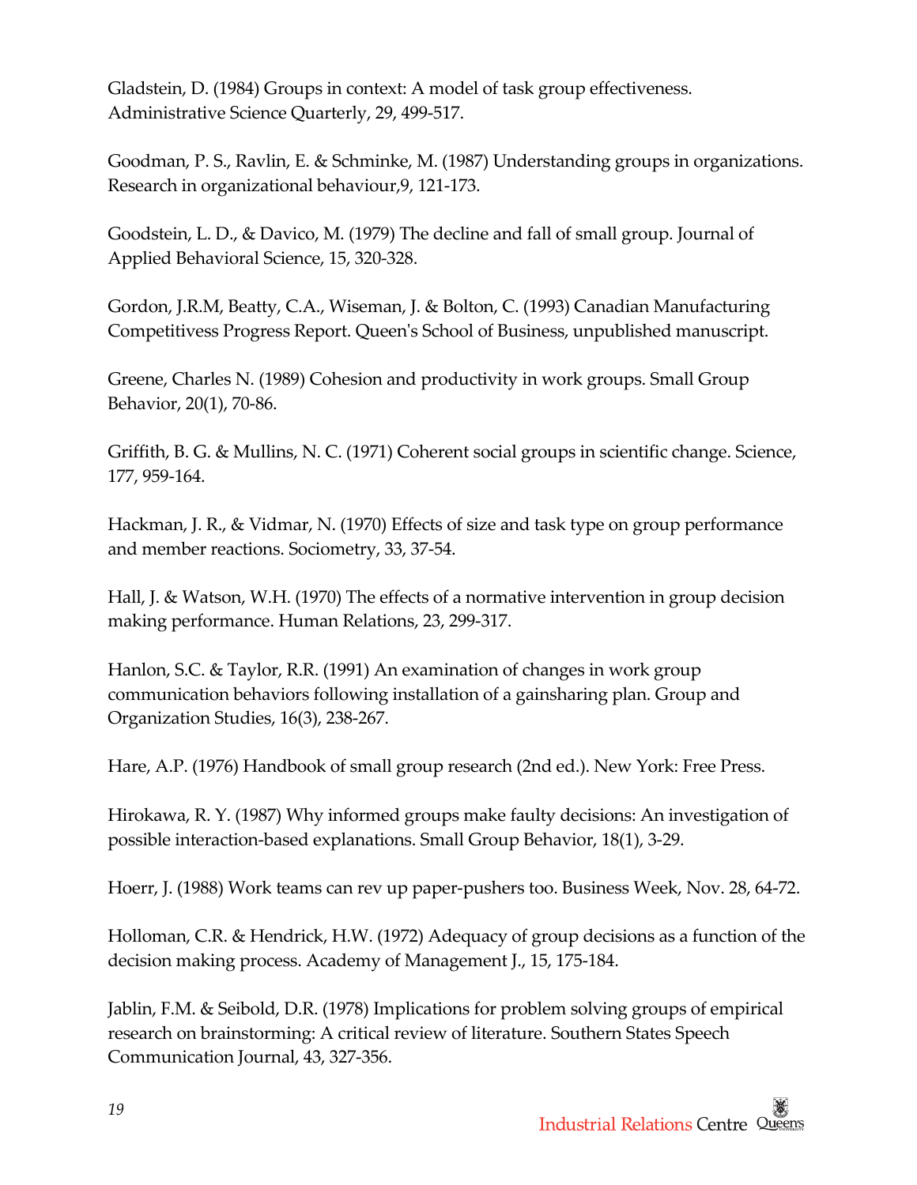Gladstein, D. (1984) Groups in context: A model of task group effectiveness. Administrative Science Quarterly, 29, 499-517.

Goodman, P. S., Ravlin, E. & Schminke, M. (1987) Understanding groups in organizations. Research in organizational behaviour,9, 121-173.

Goodstein, L. D., & Davico, M. (1979) The decline and fall of small group. Journal of Applied Behavioral Science, 15, 320-328.

Gordon, J.R.M, Beatty, C.A., Wiseman, J. & Bolton, C. (1993) Canadian Manufacturing Competitivess Progress Report. Queen's School of Business, unpublished manuscript.

Greene, Charles N. (1989) Cohesion and productivity in work groups. Small Group Behavior, 20(1), 70-86.

Griffith, B. G. & Mullins, N. C. (1971) Coherent social groups in scientific change. Science, 177, 959-164.

Hackman, J. R., & Vidmar, N. (1970) Effects of size and task type on group performance and member reactions. Sociometry, 33, 37-54.

Hall, J. & Watson, W.H. (1970) The effects of a normative intervention in group decision making performance. Human Relations, 23, 299-317.

Hanlon, S.C. & Taylor, R.R. (1991) An examination of changes in work group communication behaviors following installation of a gainsharing plan. Group and Organization Studies, 16(3), 238-267.

Hare, A.P. (1976) Handbook of small group research (2nd ed.). New York: Free Press.

Hirokawa, R. Y. (1987) Why informed groups make faulty decisions: An investigation of possible interaction-based explanations. Small Group Behavior, 18(1), 3-29.

Hoerr, J. (1988) Work teams can rev up paper-pushers too. Business Week, Nov. 28, 64-72.

Holloman, C.R. & Hendrick, H.W. (1972) Adequacy of group decisions as a function of the decision making process. Academy of Management J., 15, 175-184.

Jablin, F.M. & Seibold, D.R. (1978) Implications for problem solving groups of empirical research on brainstorming: A critical review of literature. Southern States Speech Communication Journal, 43, 327-356.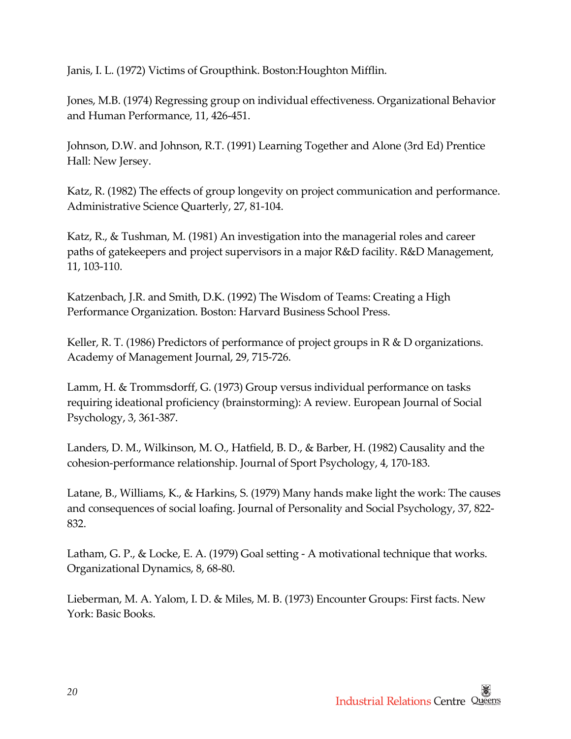Janis, I. L. (1972) Victims of Groupthink. Boston:Houghton Mifflin.

Jones, M.B. (1974) Regressing group on individual effectiveness. Organizational Behavior and Human Performance, 11, 426-451.

Johnson, D.W. and Johnson, R.T. (1991) Learning Together and Alone (3rd Ed) Prentice Hall: New Jersey.

Katz, R. (1982) The effects of group longevity on project communication and performance. Administrative Science Quarterly, 27, 81-104.

Katz, R., & Tushman, M. (1981) An investigation into the managerial roles and career paths of gatekeepers and project supervisors in a major R&D facility. R&D Management, 11, 103-110.

Katzenbach, J.R. and Smith, D.K. (1992) The Wisdom of Teams: Creating a High Performance Organization. Boston: Harvard Business School Press.

Keller, R. T. (1986) Predictors of performance of project groups in R & D organizations. Academy of Management Journal, 29, 715-726.

Lamm, H. & Trommsdorff, G. (1973) Group versus individual performance on tasks requiring ideational proficiency (brainstorming): A review. European Journal of Social Psychology, 3, 361-387.

Landers, D. M., Wilkinson, M. O., Hatfield, B. D., & Barber, H. (1982) Causality and the cohesion-performance relationship. Journal of Sport Psychology, 4, 170-183.

Latane, B., Williams, K., & Harkins, S. (1979) Many hands make light the work: The causes and consequences of social loafing. Journal of Personality and Social Psychology, 37, 822-832.

Latham, G. P., & Locke, E. A. (1979) Goal setting - A motivational technique that works. Organizational Dynamics, 8, 68-80.

Lieberman, M. A. Yalom, I. D. & Miles, M. B. (1973) Encounter Groups: First facts. New York: Basic Books.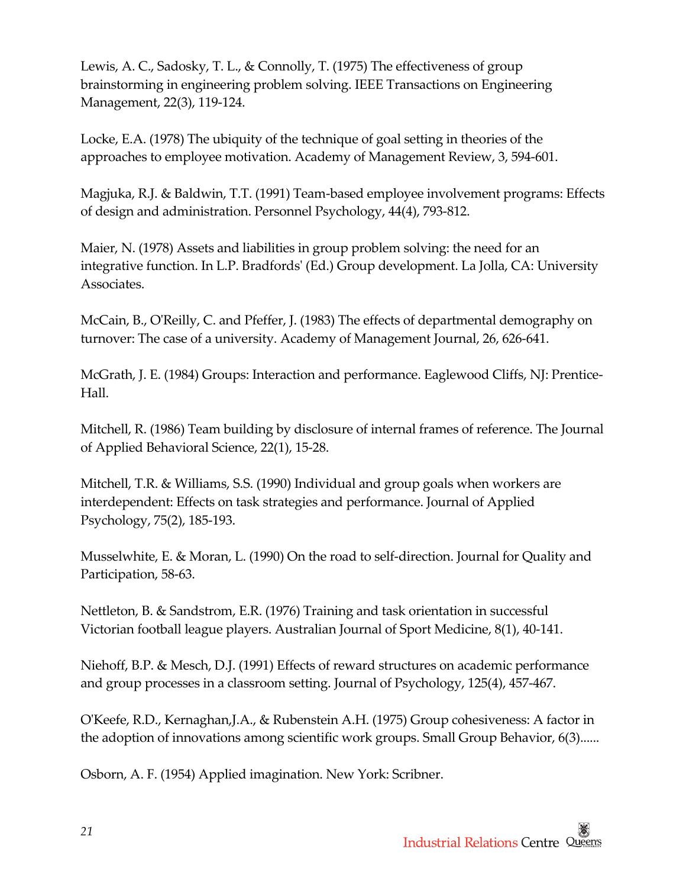Lewis, A. C., Sadosky, T. L., & Connolly, T. (1975) The effectiveness of group brainstorming in engineering problem solving. IEEE Transactions on Engineering Management, 22(3), 119-124.

Locke, E.A. (1978) The ubiquity of the technique of goal setting in theories of the approaches to employee motivation. Academy of Management Review, 3, 594-601.

Magjuka, R.J. & Baldwin, T.T. (1991) Team-based employee involvement programs: Effects of design and administration. Personnel Psychology, 44(4), 793-812.

Maier, N. (1978) Assets and liabilities in group problem solving: the need for an integrative function. In L.P. Bradfords' (Ed.) Group development. La Jolla, CA: University Associates.

McCain, B., O'Reilly, C. and Pfeffer, J. (1983) The effects of departmental demography on turnover: The case of a university. Academy of Management Journal, 26, 626-641.

McGrath, J. E. (1984) Groups: Interaction and performance. Eaglewood Cliffs, NJ: Prentice-Hall.

Mitchell, R. (1986) Team building by disclosure of internal frames of reference. The Journal of Applied Behavioral Science, 22(1), 15-28.

Mitchell, T.R. & Williams, S.S. (1990) Individual and group goals when workers are interdependent: Effects on task strategies and performance. Journal of Applied Psychology, 75(2), 185-193.

Musselwhite, E. & Moran, L. (1990) On the road to self-direction. Journal for Quality and Participation, 58-63.

Nettleton, B. & Sandstrom, E.R. (1976) Training and task orientation in successful Victorian football league players. Australian Journal of Sport Medicine, 8(1), 40-141.

Niehoff, B.P. & Mesch, D.J. (1991) Effects of reward structures on academic performance and group processes in a classroom setting. Journal of Psychology, 125(4), 457-467.

O'Keefe, R.D., Kernaghan,J.A., & Rubenstein A.H. (1975) Group cohesiveness: A factor in the adoption of innovations among scientific work groups. Small Group Behavior, 6(3)......

Osborn, A. F. (1954) Applied imagination. New York: Scribner.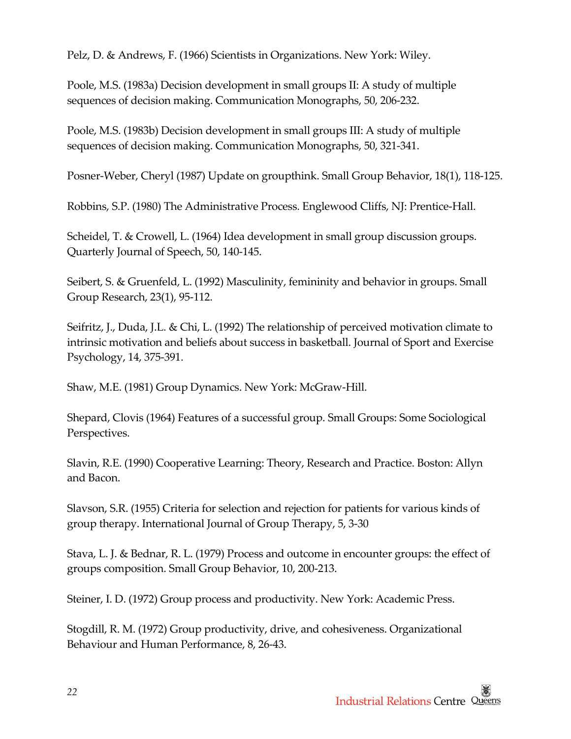Pelz, D. & Andrews, F. (1966) Scientists in Organizations. New York: Wiley.

Poole, M.S. (1983a) Decision development in small groups II: A study of multiple sequences of decision making. Communication Monographs, 50, 206-232.

Poole, M.S. (1983b) Decision development in small groups III: A study of multiple sequences of decision making. Communication Monographs, 50, 321-341.

Posner-Weber, Cheryl (1987) Update on groupthink. Small Group Behavior, 18(1), 118-125.

Robbins, S.P. (1980) The Administrative Process. Englewood Cliffs, NJ: Prentice-Hall.

Scheidel, T. & Crowell, L. (1964) Idea development in small group discussion groups. Quarterly Journal of Speech, 50, 140-145.

Seibert, S. & Gruenfeld, L. (1992) Masculinity, femininity and behavior in groups. Small Group Research, 23(1), 95-112.

Seifritz, J., Duda, J.L. & Chi, L. (1992) The relationship of perceived motivation climate to intrinsic motivation and beliefs about success in basketball. Journal of Sport and Exercise Psychology, 14, 375-391.

Shaw, M.E. (1981) Group Dynamics. New York: McGraw-Hill.

Shepard, Clovis (1964) Features of a successful group. Small Groups: Some Sociological Perspectives.

Slavin, R.E. (1990) Cooperative Learning: Theory, Research and Practice. Boston: Allyn and Bacon.

Slavson, S.R. (1955) Criteria for selection and rejection for patients for various kinds of group therapy. International Journal of Group Therapy, 5, 3-30

Stava, L. J. & Bednar, R. L. (1979) Process and outcome in encounter groups: the effect of groups composition. Small Group Behavior, 10, 200-213.

Steiner, I. D. (1972) Group process and productivity. New York: Academic Press.

Stogdill, R. M. (1972) Group productivity, drive, and cohesiveness. Organizational Behaviour and Human Performance, 8, 26-43.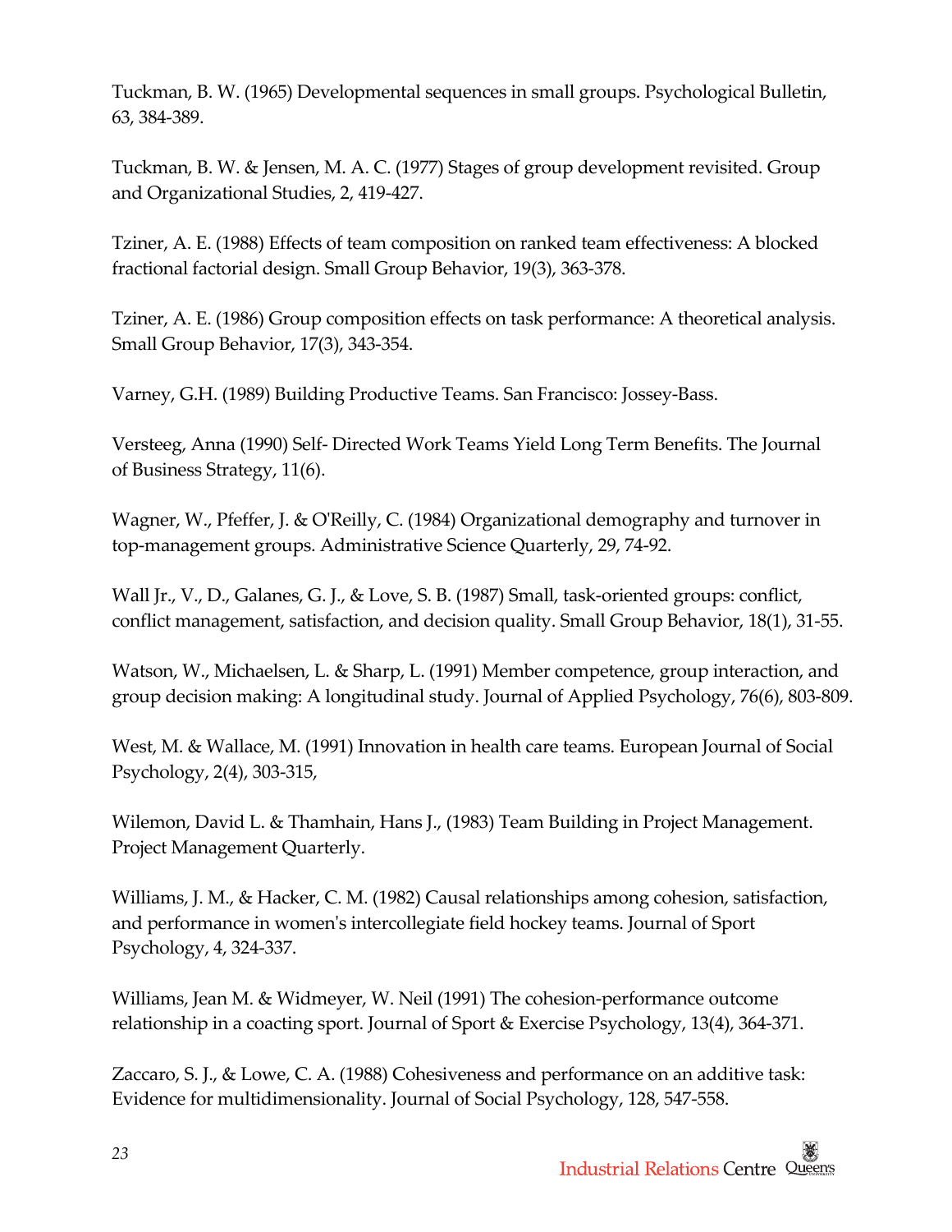Tuckman, B. W. (1965) Developmental sequences in small groups. Psychological Bulletin, 63, 384-389.

Tuckman, B. W. & Jensen, M. A. C. (1977) Stages of group development revisited. Group and Organizational Studies, 2, 419-427.

Tziner, A. E. (1988) Effects of team composition on ranked team effectiveness: A blocked fractional factorial design. Small Group Behavior, 19(3), 363-378.

Tziner, A. E. (1986) Group composition effects on task performance: A theoretical analysis. Small Group Behavior, 17(3), 343-354.

Varney, G.H. (1989) Building Productive Teams. San Francisco: Jossey-Bass.

Versteeg, Anna (1990) Self- Directed Work Teams Yield Long Term Benefits. The Journal of Business Strategy, 11(6).

Wagner, W., Pfeffer, J. & O'Reilly, C. (1984) Organizational demography and turnover in top-management groups. Administrative Science Quarterly, 29, 74-92.

Wall Jr., V., D., Galanes, G. J., & Love, S. B. (1987) Small, task-oriented groups: conflict, conflict management, satisfaction, and decision quality. Small Group Behavior, 18(1), 31-55.

Watson, W., Michaelsen, L. & Sharp, L. (1991) Member competence, group interaction, and group decision making: A longitudinal study. Journal of Applied Psychology, 76(6), 803-809.

West, M. & Wallace, M. (1991) Innovation in health care teams. European Journal of Social Psychology, 2(4), 303-315,

Wilemon, David L. & Thamhain, Hans J., (1983) Team Building in Project Management. Project Management Quarterly.

Williams, J. M., & Hacker, C. M. (1982) Causal relationships among cohesion, satisfaction, and performance in women's intercollegiate field hockey teams. Journal of Sport Psychology, 4, 324-337.

Williams, Jean M. & Widmeyer, W. Neil (1991) The cohesion-performance outcome relationship in a coacting sport. Journal of Sport & Exercise Psychology, 13(4), 364-371.

Zaccaro, S. J., & Lowe, C. A. (1988) Cohesiveness and performance on an additive task: Evidence for multidimensionality. Journal of Social Psychology, 128, 547-558.